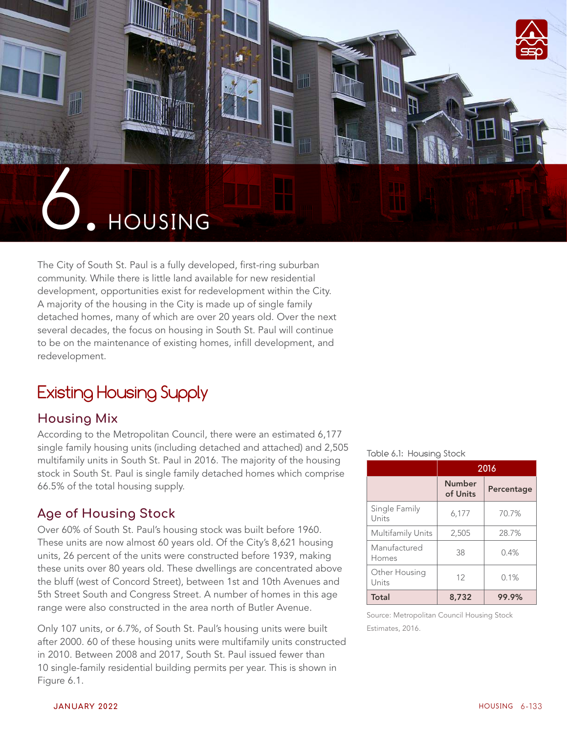# 6. HOUSING

The City of South St. Paul is a fully developed, first-ring suburban community. While there is little land available for new residential development, opportunities exist for redevelopment within the City. A majority of the housing in the City is made up of single family detached homes, many of which are over 20 years old. Over the next several decades, the focus on housing in South St. Paul will continue to be on the maintenance of existing homes, infill development, and redevelopment.

## Existing Housing Supply

### Housing Mix

According to the Metropolitan Council, there were an estimated 6,177 single family housing units (including detached and attached) and 2,505 multifamily units in South St. Paul in 2016. The majority of the housing stock in South St. Paul is single family detached homes which comprise 66.5% of the total housing supply.

Table 6.1: Housing Stock

| | 2016 | |
|---|---|---|
| | Number of Units | Percentage |
| Single Family Units | 6,177 | 70.7% |
| Multifamily Units | 2,505 | 28.7% |
| Manufactured Homes | 38 | 0.4% |
| Other Housing Units | 12 | 0.1% |
| **Total** | **8,732** | **99.9%** |

Source: Metropolitan Council Housing Stock Estimates, 2016.

### Age of Housing Stock

Over 60% of South St. Paul's housing stock was built before 1960. These units are now almost 60 years old. Of the City's 8,621 housing units, 26 percent of the units were constructed before 1939, making these units over 80 years old. These dwellings are concentrated above the bluff (west of Concord Street), between 1st and 10th Avenues and 5th Street South and Congress Street. A number of homes in this age range were also constructed in the area north of Butler Avenue.

Only 107 units, or 6.7%, of South St. Paul's housing units were built after 2000. 60 of these housing units were multifamily units constructed in 2010. Between 2008 and 2017, South St. Paul issued fewer than 10 single-family residential building permits per year. This is shown in Figure 6.1.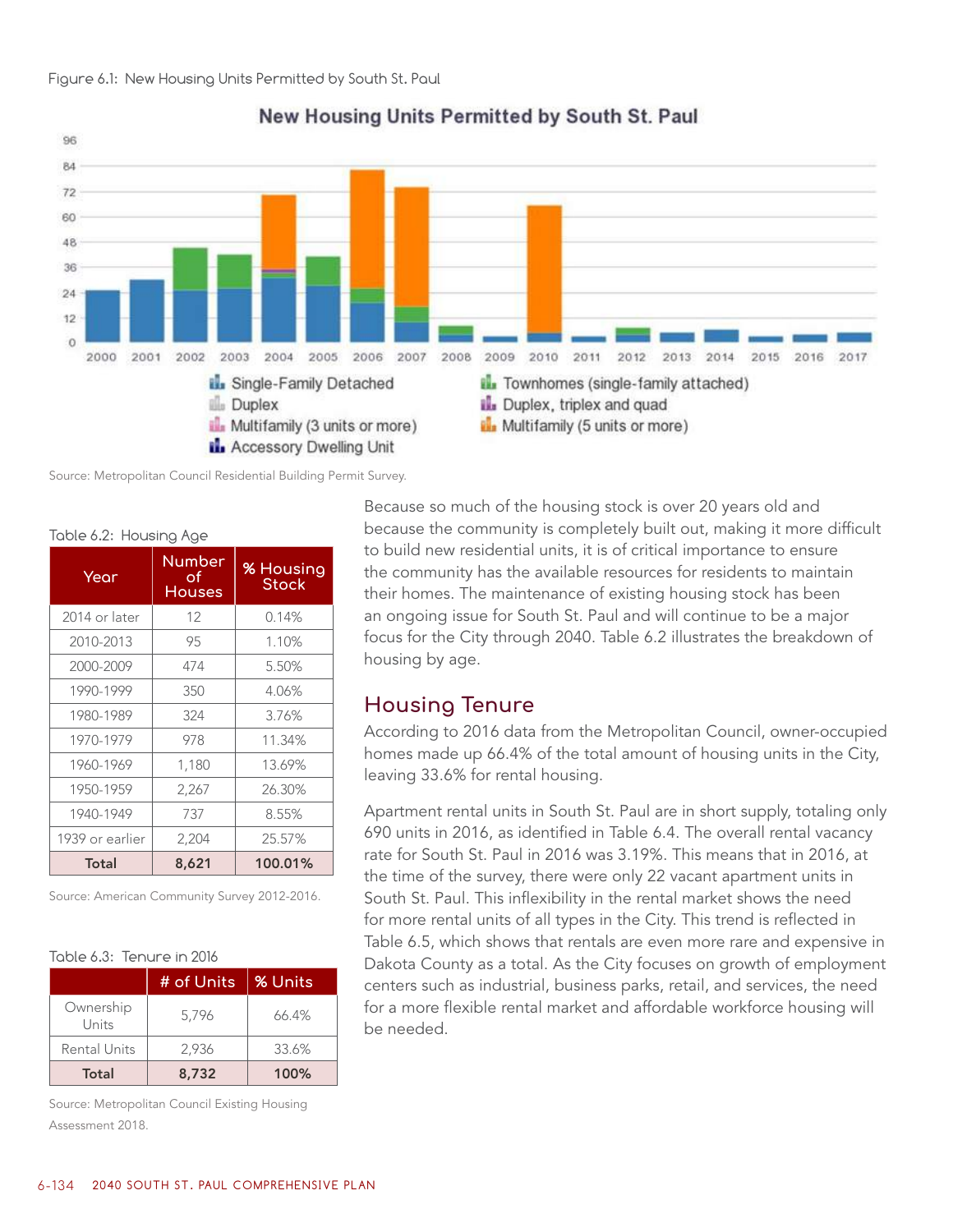Figure 6.1: New Housing Units Permitted by South St. Paul

Source: Metropolitan Council Residential Building Permit Survey.

Table 6.2: Housing Age

| Year | Number of Houses | % Housing Stock |
|---|---|---|
| 2014 or later | 12 | 0.14% |
| 2010-2013 | 95 | 1.10% |
| 2000-2009 | 474 | 5.50% |
| 1990-1999 | 350 | 4.06% |
| 1980-1989 | 324 | 3.76% |
| 1970-1979 | 978 | 11.34% |
| 1960-1969 | 1,180 | 13.69% |
| 1950-1959 | 2,267 | 26.30% |
| 1940-1949 | 737 | 8.55% |
| 1939 or earlier | 2,204 | 25.57% |
| **Total** | **8,621** | **100.01%** |

Source: American Community Survey 2012-2016.

Table 6.3: Tenure in 2016

| | # of Units | % Units |
|---|---|---|
| Ownership Units | 5,796 | 66.4% |
| Rental Units | 2,936 | 33.6% |
| **Total** | **8,732** | **100%** |

Source: Metropolitan Council Existing Housing Assessment 2018.

Because so much of the housing stock is over 20 years old and because the community is completely built out, making it more difficult to build new residential units, it is of critical importance to ensure the community has the available resources for residents to maintain their homes. The maintenance of existing housing stock has been an ongoing issue for South St. Paul and will continue to be a major focus for the City through 2040. Table 6.2 illustrates the breakdown of housing by age.

## Housing Tenure

According to 2016 data from the Metropolitan Council, owner-occupied homes made up 66.4% of the total amount of housing units in the City, leaving 33.6% for rental housing.

Apartment rental units in South St. Paul are in short supply, totaling only 690 units in 2016, as identified in Table 6.4. The overall rental vacancy rate for South St. Paul in 2016 was 3.19%. This means that in 2016, at the time of the survey, there were only 22 vacant apartment units in South St. Paul. This inflexibility in the rental market shows the need for more rental units of all types in the City. This trend is reflected in Table 6.5, which shows that rentals are even more rare and expensive in Dakota County as a total. As the City focuses on growth of employment centers such as industrial, business parks, retail, and services, the need for a more flexible rental market and affordable workforce housing will be needed.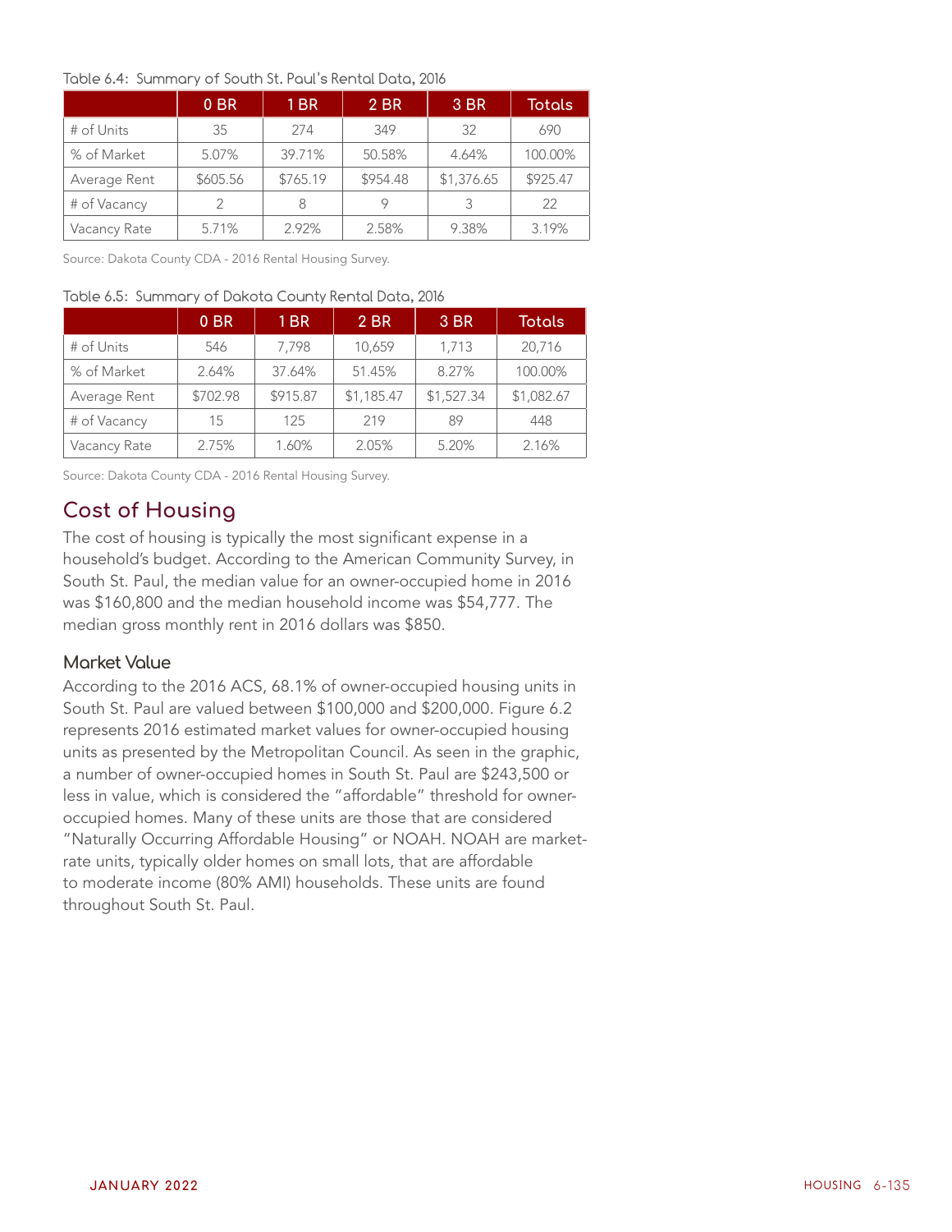Table 6.4: Summary of South St. Paul's Rental Data, 2016

| | 0 BR | 1 BR | 2 BR | 3 BR | Totals |
|---|---|---|---|---|---|
| # of Units | 35 | 274 | 349 | 32 | 690 |
| % of Market | 5.07% | 39.71% | 50.58% | 4.64% | 100.00% |
| Average Rent | $605.56 | $765.19 | $954.48 | $1,376.65 | $925.47 |
| # of Vacancy | 2 | 8 | 9 | 3 | 22 |
| Vacancy Rate | 5.71% | 2.92% | 2.58% | 9.38% | 3.19% |

Source: Dakota County CDA - 2016 Rental Housing Survey.

Table 6.5: Summary of Dakota County Rental Data, 2016

| | 0 BR | 1 BR | 2 BR | 3 BR | Totals |
|---|---|---|---|---|---|
| # of Units | 546 | 7,798 | 10,659 | 1,713 | 20,716 |
| % of Market | 2.64% | 37.64% | 51.45% | 8.27% | 100.00% |
| Average Rent | $702.98 | $915.87 | $1,185.47 | $1,527.34 | $1,082.67 |
| # of Vacancy | 15 | 125 | 219 | 89 | 448 |
| Vacancy Rate | 2.75% | 1.60% | 2.05% | 5.20% | 2.16% |

Source: Dakota County CDA - 2016 Rental Housing Survey.

## Cost of Housing

The cost of housing is typically the most significant expense in a household's budget. According to the American Community Survey, in South St. Paul, the median value for an owner-occupied home in 2016 was $160,800 and the median household income was $54,777. The median gross monthly rent in 2016 dollars was $850.

### Market Value

According to the 2016 ACS, 68.1% of owner-occupied housing units in South St. Paul are valued between $100,000 and $200,000. Figure 6.2 represents 2016 estimated market values for owner-occupied housing units as presented by the Metropolitan Council. As seen in the graphic, a number of owner-occupied homes in South St. Paul are $243,500 or less in value, which is considered the "affordable" threshold for owner-occupied homes. Many of these units are those that are considered "Naturally Occurring Affordable Housing" or NOAH. NOAH are market-rate units, typically older homes on small lots, that are affordable to moderate income (80% AMI) households. These units are found throughout South St. Paul.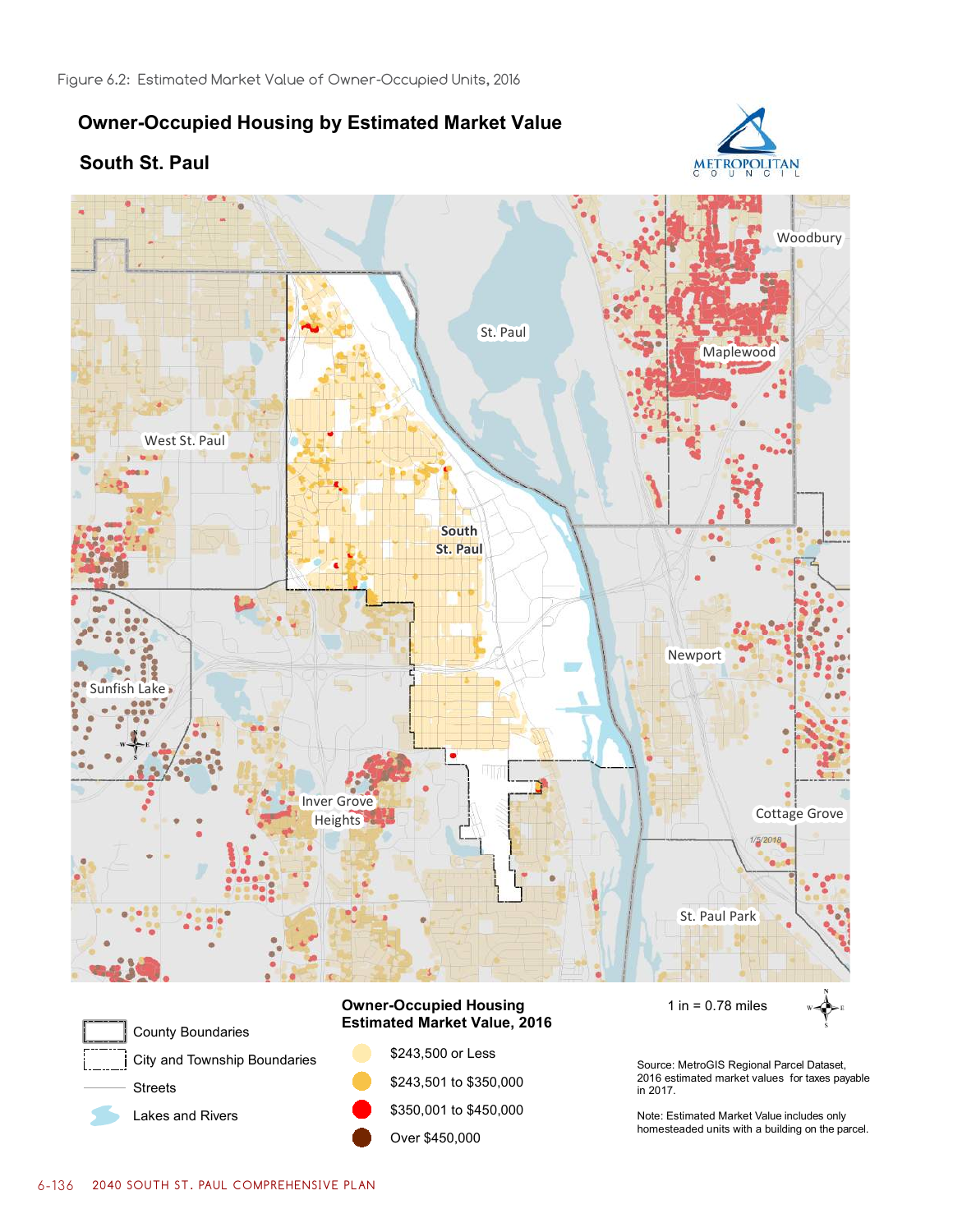Figure 6.2: Estimated Market Value of Owner-Occupied Units, 2016

## Owner-Occupied Housing by Estimated Market Value

## South St. Paul

Woodbury

St. Paul

Maplewood

West St. Paul

South St. Paul

Newport

Sunfish Lake

Inver Grove Heights

Cottage Grove

St. Paul Park

1/5/2018

County Boundaries

City and Township Boundaries

Streets

Lakes and Rivers

**Owner-Occupied Housing Estimated Market Value, 2016**

- $243,500 or Less
- $243,501 to $350,000
- $350,001 to $450,000
- Over $450,000

1 in = 0.78 miles

Source: MetroGIS Regional Parcel Dataset, 2016 estimated market values for taxes payable in 2017.

Note: Estimated Market Value includes only homesteaded units with a building on the parcel.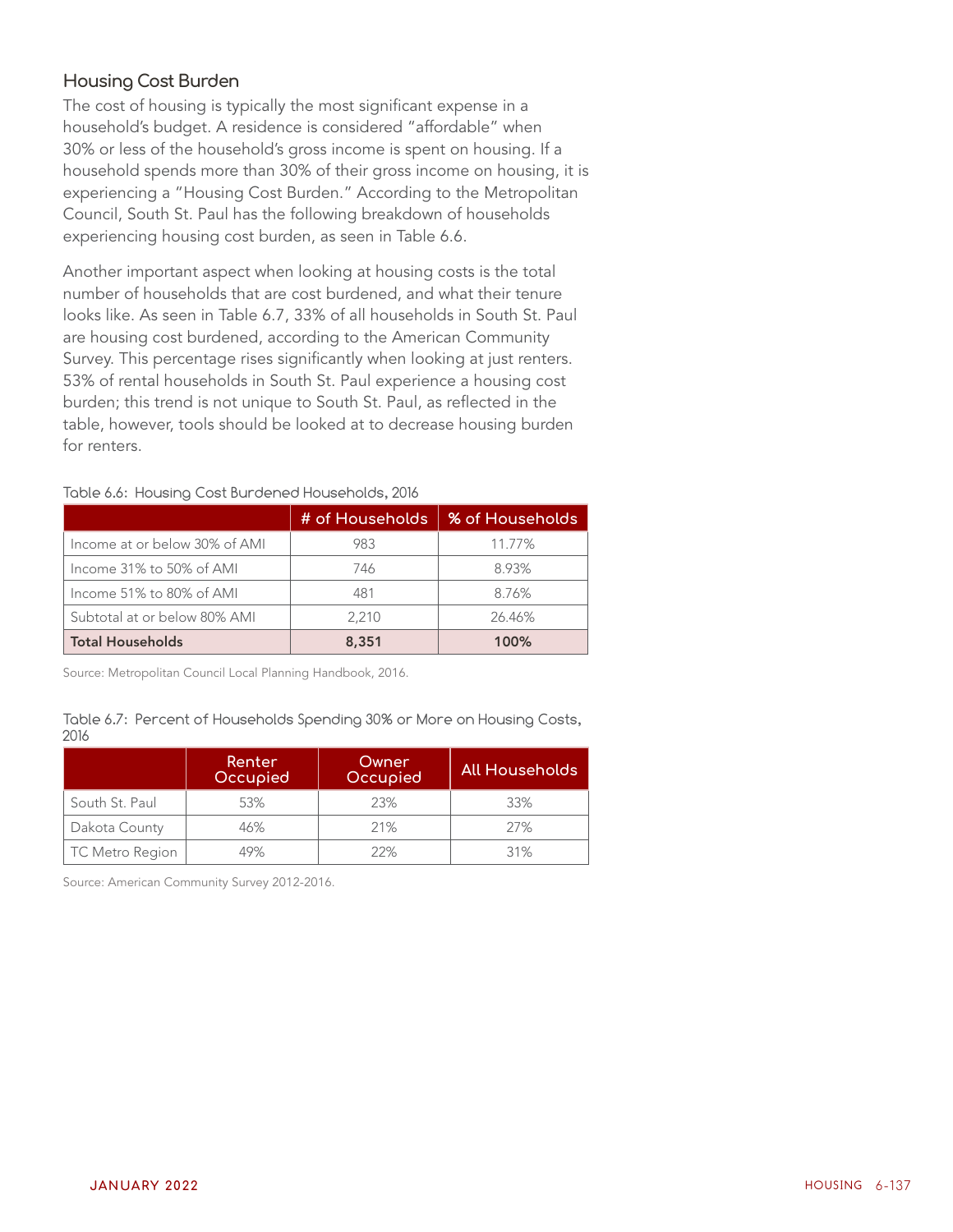## Housing Cost Burden

The cost of housing is typically the most significant expense in a household's budget. A residence is considered "affordable" when 30% or less of the household's gross income is spent on housing. If a household spends more than 30% of their gross income on housing, it is experiencing a "Housing Cost Burden." According to the Metropolitan Council, South St. Paul has the following breakdown of households experiencing housing cost burden, as seen in Table 6.6.

Another important aspect when looking at housing costs is the total number of households that are cost burdened, and what their tenure looks like. As seen in Table 6.7, 33% of all households in South St. Paul are housing cost burdened, according to the American Community Survey. This percentage rises significantly when looking at just renters. 53% of rental households in South St. Paul experience a housing cost burden; this trend is not unique to South St. Paul, as reflected in the table, however, tools should be looked at to decrease housing burden for renters.

Table 6.6: Housing Cost Burdened Households, 2016

| | # of Households | % of Households |
|---|---|---|
| Income at or below 30% of AMI | 983 | 11.77% |
| Income 31% to 50% of AMI | 746 | 8.93% |
| Income 51% to 80% of AMI | 481 | 8.76% |
| Subtotal at or below 80% AMI | 2,210 | 26.46% |
| **Total Households** | **8,351** | **100%** |

Source: Metropolitan Council Local Planning Handbook, 2016.

Table 6.7: Percent of Households Spending 30% or More on Housing Costs, 2016

| | Renter Occupied | Owner Occupied | All Households |
|---|---|---|---|
| South St. Paul | 53% | 23% | 33% |
| Dakota County | 46% | 21% | 27% |
| TC Metro Region | 49% | 22% | 31% |

Source: American Community Survey 2012-2016.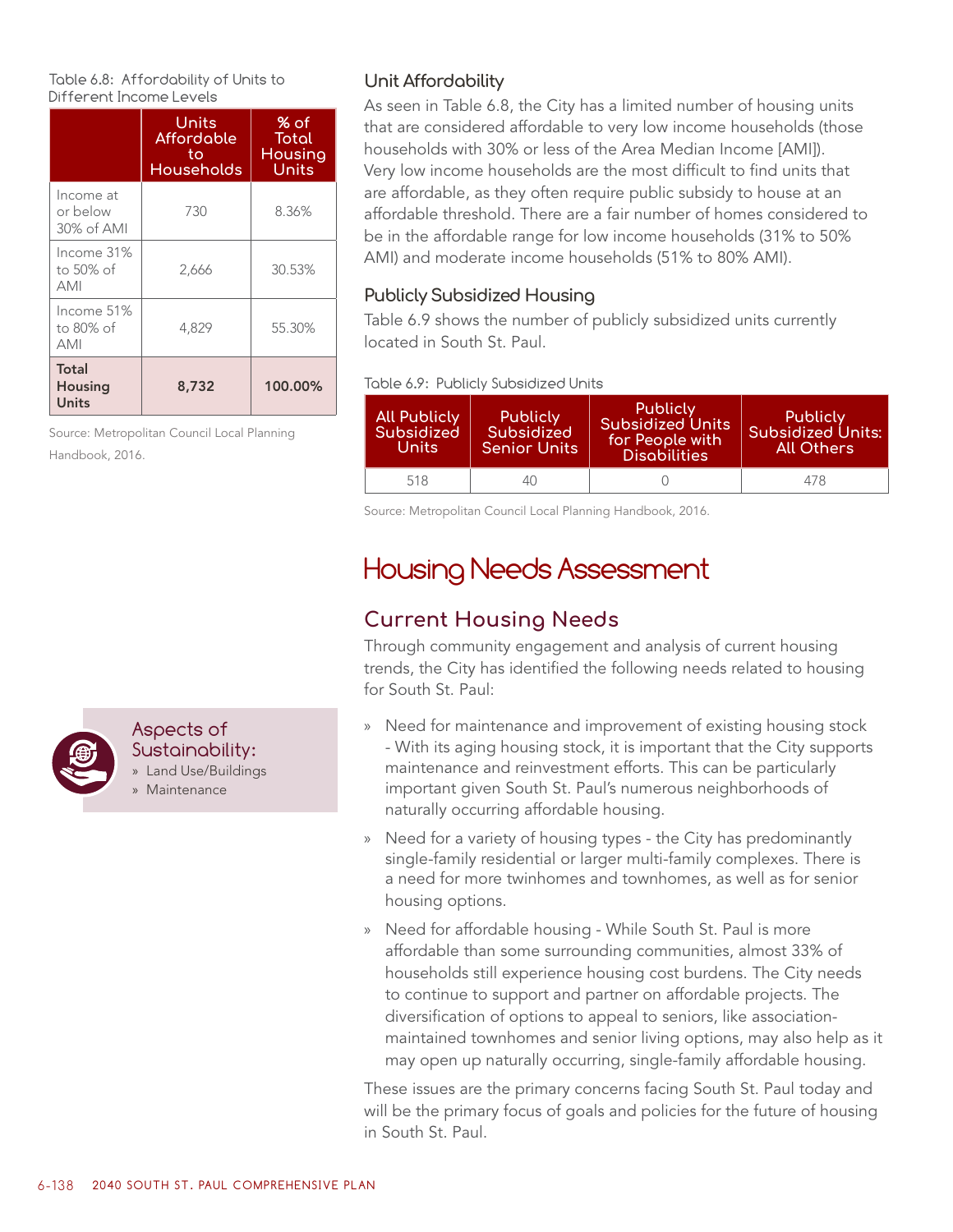Table 6.8: Affordability of Units to Different Income Levels

| | Units Affordable to Households | % of Total Housing Units |
|---|---|---|
| Income at or below 30% of AMI | 730 | 8.36% |
| Income 31% to 50% of AMI | 2,666 | 30.53% |
| Income 51% to 80% of AMI | 4,829 | 55.30% |
| **Total Housing Units** | **8,732** | **100.00%** |

Source: Metropolitan Council Local Planning Handbook, 2016.

### Unit Affordability

As seen in Table 6.8, the City has a limited number of housing units that are considered affordable to very low income households (those households with 30% or less of the Area Median Income [AMI]). Very low income households are the most difficult to find units that are affordable, as they often require public subsidy to house at an affordable threshold. There are a fair number of homes considered to be in the affordable range for low income households (31% to 50% AMI) and moderate income households (51% to 80% AMI).

### Publicly Subsidized Housing

Table 6.9 shows the number of publicly subsidized units currently located in South St. Paul.

Table 6.9: Publicly Subsidized Units

| All Publicly Subsidized Units | Publicly Subsidized Senior Units | Publicly Subsidized Units for People with Disabilities | Publicly Subsidized Units: All Others |
|---|---|---|---|
| 518 | 40 | 0 | 478 |

Source: Metropolitan Council Local Planning Handbook, 2016.

# Housing Needs Assessment

## Current Housing Needs

Through community engagement and analysis of current housing trends, the City has identified the following needs related to housing for South St. Paul:

- Need for maintenance and improvement of existing housing stock - With its aging housing stock, it is important that the City supports maintenance and reinvestment efforts. This can be particularly important given South St. Paul's numerous neighborhoods of naturally occurring affordable housing.
- Need for a variety of housing types - the City has predominantly single-family residential or larger multi-family complexes. There is a need for more twinhomes and townhomes, as well as for senior housing options.
- Need for affordable housing - While South St. Paul is more affordable than some surrounding communities, almost 33% of households still experience housing cost burdens. The City needs to continue to support and partner on affordable projects. The diversification of options to appeal to seniors, like association-maintained townhomes and senior living options, may also help as it may open up naturally occurring, single-family affordable housing.

These issues are the primary concerns facing South St. Paul today and will be the primary focus of goals and policies for the future of housing in South St. Paul.

**Aspects of Sustainability:**
- Land Use/Buildings
- Maintenance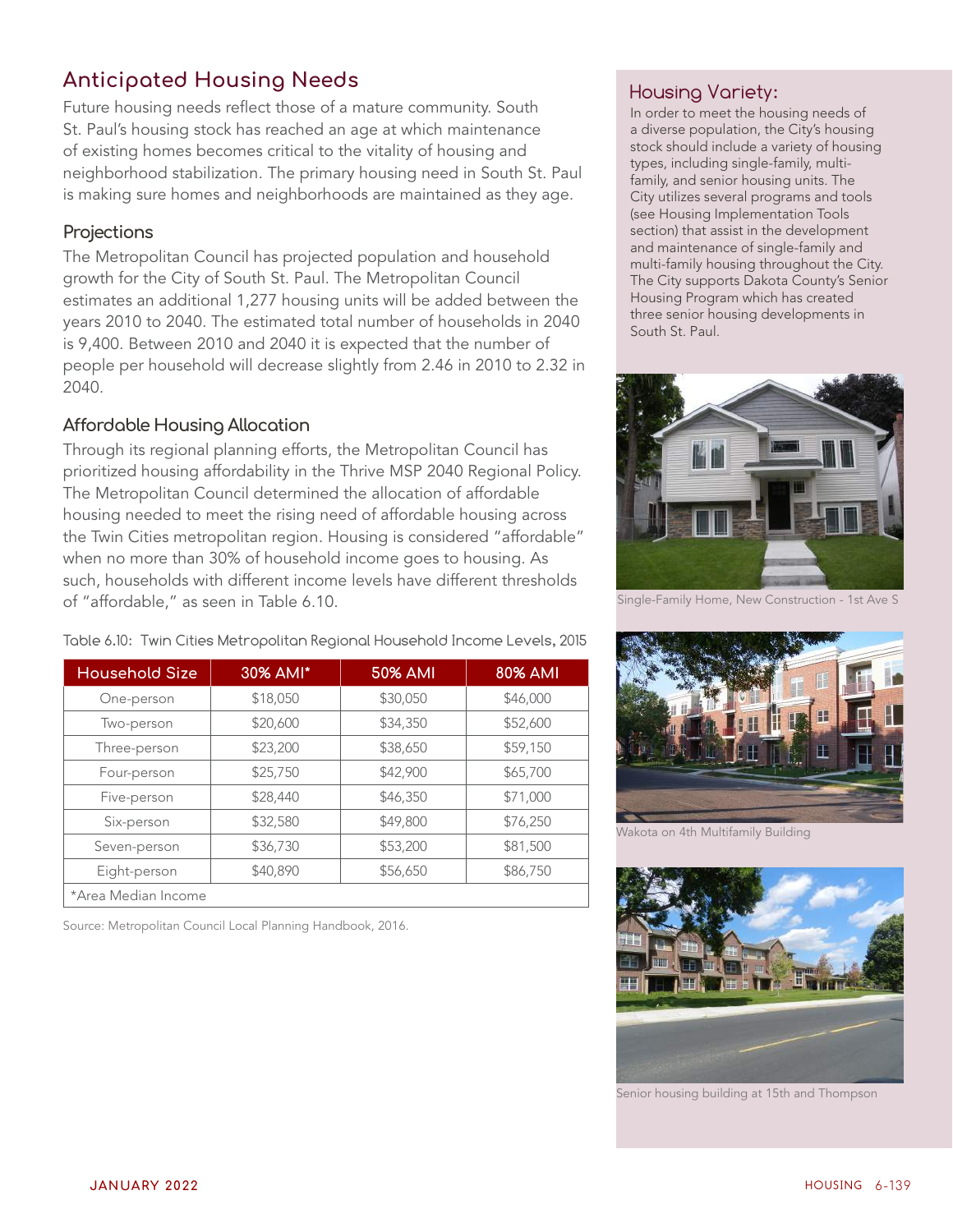## Anticipated Housing Needs

Future housing needs reflect those of a mature community. South St. Paul's housing stock has reached an age at which maintenance of existing homes becomes critical to the vitality of housing and neighborhood stabilization. The primary housing need in South St. Paul is making sure homes and neighborhoods are maintained as they age.

### Projections

The Metropolitan Council has projected population and household growth for the City of South St. Paul. The Metropolitan Council estimates an additional 1,277 housing units will be added between the years 2010 to 2040. The estimated total number of households in 2040 is 9,400. Between 2010 and 2040 it is expected that the number of people per household will decrease slightly from 2.46 in 2010 to 2.32 in 2040.

### Affordable Housing Allocation

Through its regional planning efforts, the Metropolitan Council has prioritized housing affordability in the Thrive MSP 2040 Regional Policy. The Metropolitan Council determined the allocation of affordable housing needed to meet the rising need of affordable housing across the Twin Cities metropolitan region. Housing is considered "affordable" when no more than 30% of household income goes to housing. As such, households with different income levels have different thresholds of "affordable," as seen in Table 6.10.

Table 6.10: Twin Cities Metropolitan Regional Household Income Levels, 2015

| Household Size | 30% AMI* | 50% AMI | 80% AMI |
|---|---|---|---|
| One-person | $18,050 | $30,050 | $46,000 |
| Two-person | $20,600 | $34,350 | $52,600 |
| Three-person | $23,200 | $38,650 | $59,150 |
| Four-person | $25,750 | $42,900 | $65,700 |
| Five-person | $28,440 | $46,350 | $71,000 |
| Six-person | $32,580 | $49,800 | $76,250 |
| Seven-person | $36,730 | $53,200 | $81,500 |
| Eight-person | $40,890 | $56,650 | $86,750 |
| *Area Median Income | | | |

Source: Metropolitan Council Local Planning Handbook, 2016.

### Housing Variety:

In order to meet the housing needs of a diverse population, the City's housing stock should include a variety of housing types, including single-family, multi-family, and senior housing units. The City utilizes several programs and tools (see Housing Implementation Tools section) that assist in the development and maintenance of single-family and multi-family housing throughout the City. The City supports Dakota County's Senior Housing Program which has created three senior housing developments in South St. Paul.

Single-Family Home, New Construction - 1st Ave S

Wakota on 4th Multifamily Building

Senior housing building at 15th and Thompson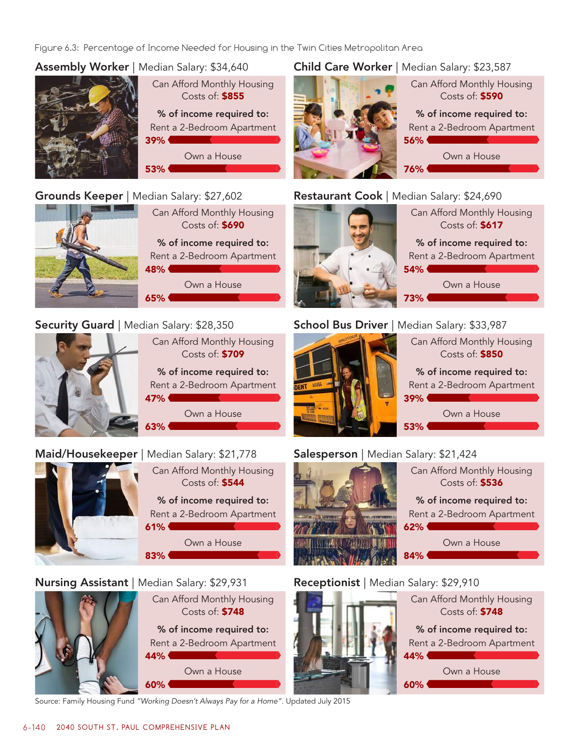Figure 6.3: Percentage of Income Needed for Housing in the Twin Cities Metropolitan Area

### Assembly Worker | Median Salary: $34,640

Can Afford Monthly Housing Costs of: **$855**

**% of income required to:**

Rent a 2-Bedroom Apartment
**39%**

Own a House
**53%**

### Child Care Worker | Median Salary: $23,587

Can Afford Monthly Housing Costs of: **$590**

**% of income required to:**

Rent a 2-Bedroom Apartment
**56%**

Own a House
**76%**

### Grounds Keeper | Median Salary: $27,602

Can Afford Monthly Housing Costs of: **$690**

**% of income required to:**

Rent a 2-Bedroom Apartment
**48%**

Own a House
**65%**

### Restaurant Cook | Median Salary: $24,690

Can Afford Monthly Housing Costs of: **$617**

**% of income required to:**

Rent a 2-Bedroom Apartment
**54%**

Own a House
**73%**

### Security Guard | Median Salary: $28,350

Can Afford Monthly Housing Costs of: **$709**

**% of income required to:**

Rent a 2-Bedroom Apartment
**47%**

Own a House
**63%**

### School Bus Driver | Median Salary: $33,987

Can Afford Monthly Housing Costs of: **$850**

**% of income required to:**

Rent a 2-Bedroom Apartment
**39%**

Own a House
**53%**

### Maid/Housekeeper | Median Salary: $21,778

Can Afford Monthly Housing Costs of: **$544**

**% of income required to:**

Rent a 2-Bedroom Apartment
**61%**

Own a House
**83%**

### Salesperson | Median Salary: $21,424

Can Afford Monthly Housing Costs of: **$536**

**% of income required to:**

Rent a 2-Bedroom Apartment
**62%**

Own a House
**84%**

### Nursing Assistant | Median Salary: $29,931

Can Afford Monthly Housing Costs of: **$748**

**% of income required to:**

Rent a 2-Bedroom Apartment
**44%**

Own a House
**60%**

### Receptionist | Median Salary: $29,910

Can Afford Monthly Housing Costs of: **$748**

**% of income required to:**

Rent a 2-Bedroom Apartment
**44%**

Own a House
**60%**

Source: Family Housing Fund *"Working Doesn't Always Pay for a Home"*. Updated July 2015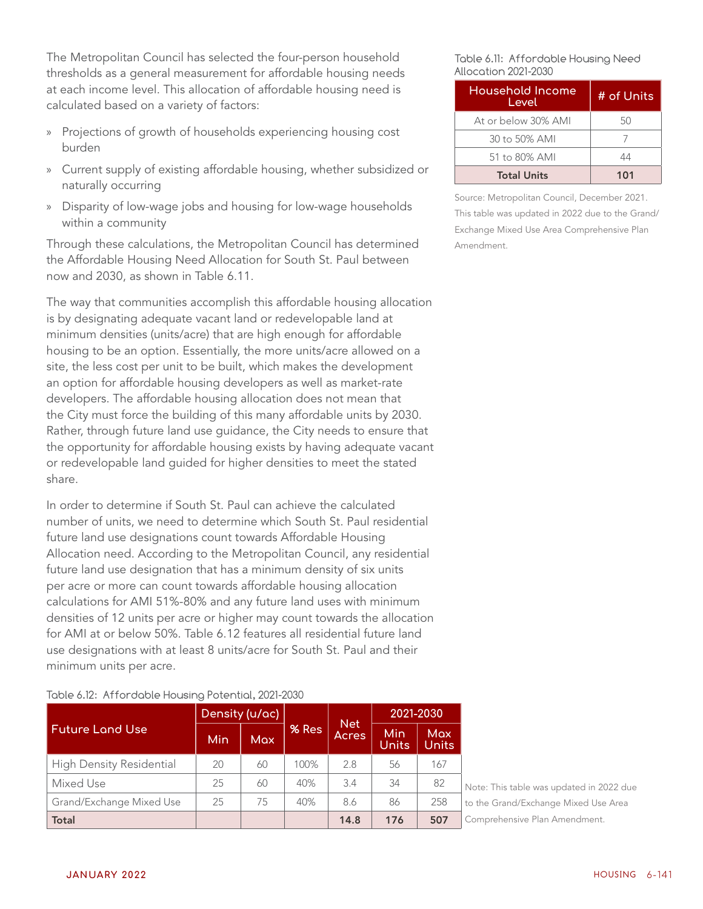The Metropolitan Council has selected the four-person household thresholds as a general measurement for affordable housing needs at each income level. This allocation of affordable housing need is calculated based on a variety of factors:

» Projections of growth of households experiencing housing cost burden

» Current supply of existing affordable housing, whether subsidized or naturally occurring

» Disparity of low-wage jobs and housing for low-wage households within a community

Through these calculations, the Metropolitan Council has determined the Affordable Housing Need Allocation for South St. Paul between now and 2030, as shown in Table 6.11.

The way that communities accomplish this affordable housing allocation is by designating adequate vacant land or redevelopable land at minimum densities (units/acre) that are high enough for affordable housing to be an option. Essentially, the more units/acre allowed on a site, the less cost per unit to be built, which makes the development an option for affordable housing developers as well as market-rate developers. The affordable housing allocation does not mean that the City must force the building of this many affordable units by 2030. Rather, through future land use guidance, the City needs to ensure that the opportunity for affordable housing exists by having adequate vacant or redevelopable land guided for higher densities to meet the stated share.

In order to determine if South St. Paul can achieve the calculated number of units, we need to determine which South St. Paul residential future land use designations count towards Affordable Housing Allocation need. According to the Metropolitan Council, any residential future land use designation that has a minimum density of six units per acre or more can count towards affordable housing allocation calculations for AMI 51%-80% and any future land uses with minimum densities of 12 units per acre or higher may count towards the allocation for AMI at or below 50%. Table 6.12 features all residential future land use designations with at least 8 units/acre for South St. Paul and their minimum units per acre.

Table 6.11: Affordable Housing Need Allocation 2021-2030

| Household Income Level | # of Units |
|---|---|
| At or below 30% AMI | 50 |
| 30 to 50% AMI | 7 |
| 51 to 80% AMI | 44 |
| **Total Units** | **101** |

Source: Metropolitan Council, December 2021. This table was updated in 2022 due to the Grand/ Exchange Mixed Use Area Comprehensive Plan Amendment.

Table 6.12: Affordable Housing Potential, 2021-2030

| Future Land Use | Density (u/ac) | | % Res | Net Acres | 2021-2030 | |
|---|---|---|---|---|---|---|
| | Min | Max | | | Min Units | Max Units |
| High Density Residential | 20 | 60 | 100% | 2.8 | 56 | 167 |
| Mixed Use | 25 | 60 | 40% | 3.4 | 34 | 82 |
| Grand/Exchange Mixed Use | 25 | 75 | 40% | 8.6 | 86 | 258 |
| **Total** | | | | **14.8** | **176** | **507** |

Note: This table was updated in 2022 due to the Grand/Exchange Mixed Use Area Comprehensive Plan Amendment.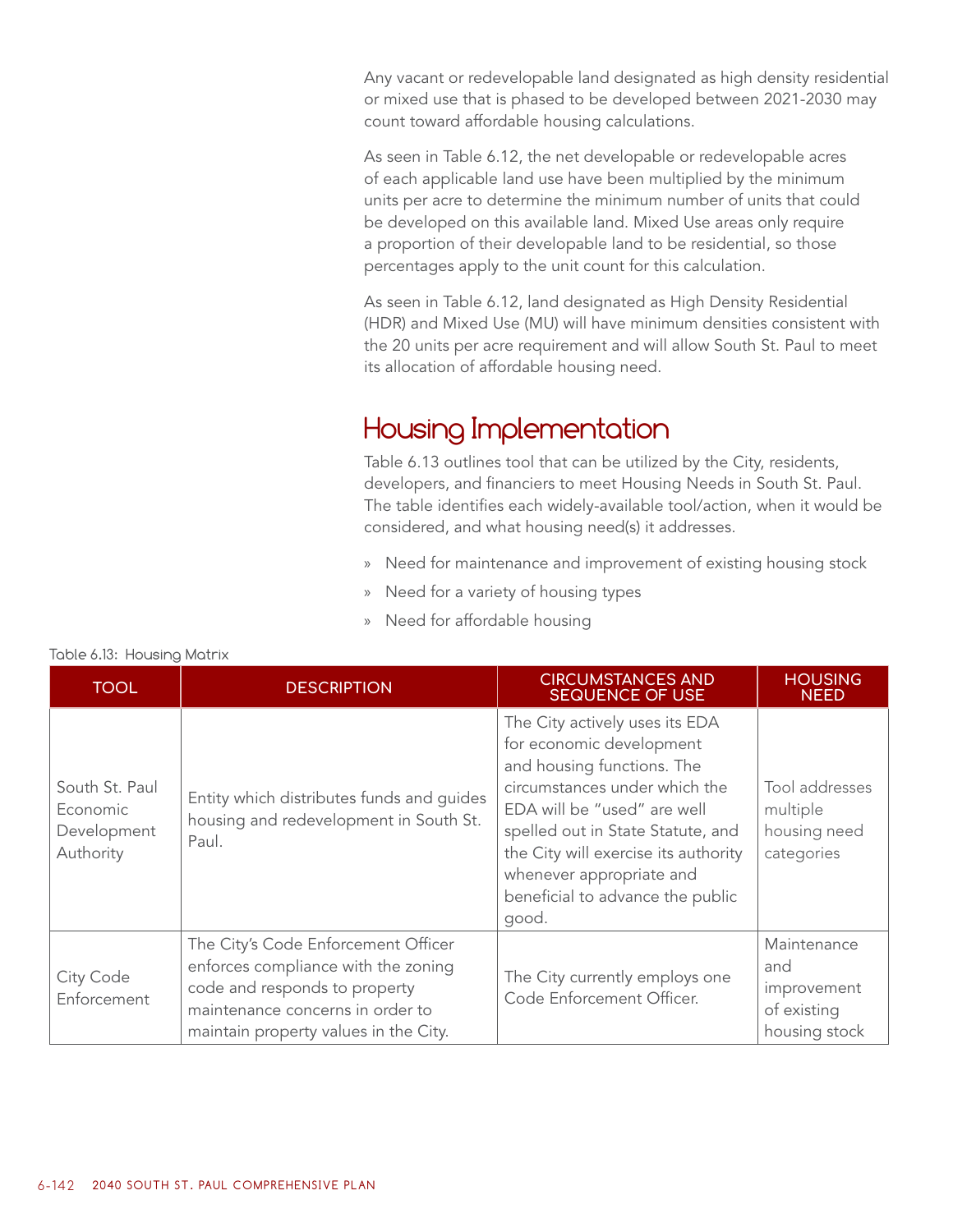Any vacant or redevelopable land designated as high density residential or mixed use that is phased to be developed between 2021-2030 may count toward affordable housing calculations.

As seen in Table 6.12, the net developable or redevelopable acres of each applicable land use have been multiplied by the minimum units per acre to determine the minimum number of units that could be developed on this available land. Mixed Use areas only require a proportion of their developable land to be residential, so those percentages apply to the unit count for this calculation.

As seen in Table 6.12, land designated as High Density Residential (HDR) and Mixed Use (MU) will have minimum densities consistent with the 20 units per acre requirement and will allow South St. Paul to meet its allocation of affordable housing need.

## Housing Implementation

Table 6.13 outlines tool that can be utilized by the City, residents, developers, and financiers to meet Housing Needs in South St. Paul. The table identifies each widely-available tool/action, when it would be considered, and what housing need(s) it addresses.

- Need for maintenance and improvement of existing housing stock
- Need for a variety of housing types
- Need for affordable housing

Table 6.13: Housing Matrix

| TOOL | DESCRIPTION | CIRCUMSTANCES AND SEQUENCE OF USE | HOUSING NEED |
|---|---|---|---|
| South St. Paul Economic Development Authority | Entity which distributes funds and guides housing and redevelopment in South St. Paul. | The City actively uses its EDA for economic development and housing functions. The circumstances under which the EDA will be "used" are well spelled out in State Statute, and the City will exercise its authority whenever appropriate and beneficial to advance the public good. | Tool addresses multiple housing need categories |
| City Code Enforcement | The City's Code Enforcement Officer enforces compliance with the zoning code and responds to property maintenance concerns in order to maintain property values in the City. | The City currently employs one Code Enforcement Officer. | Maintenance and improvement of existing housing stock |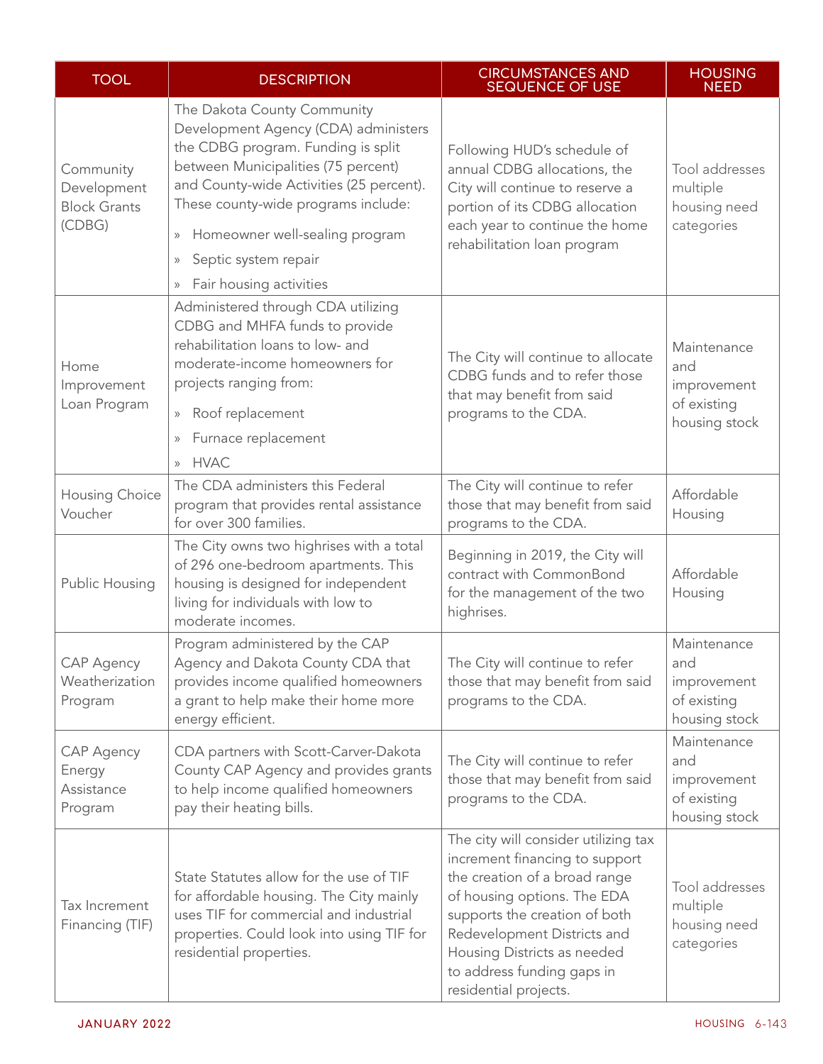| TOOL | DESCRIPTION | CIRCUMSTANCES AND SEQUENCE OF USE | HOUSING NEED |
|---|---|---|---|
| Community Development Block Grants (CDBG) | The Dakota County Community Development Agency (CDA) administers the CDBG program. Funding is split between Municipalities (75 percent) and County-wide Activities (25 percent). These county-wide programs include:<br>» Homeowner well-sealing program<br>» Septic system repair<br>» Fair housing activities | Following HUD's schedule of annual CDBG allocations, the City will continue to reserve a portion of its CDBG allocation each year to continue the home rehabilitation loan program | Tool addresses multiple housing need categories |
| Home Improvement Loan Program | Administered through CDA utilizing CDBG and MHFA funds to provide rehabilitation loans to low- and moderate-income homeowners for projects ranging from:<br>» Roof replacement<br>» Furnace replacement<br>» HVAC | The City will continue to allocate CDBG funds and to refer those that may benefit from said programs to the CDA. | Maintenance and improvement of existing housing stock |
| Housing Choice Voucher | The CDA administers this Federal program that provides rental assistance for over 300 families. | The City will continue to refer those that may benefit from said programs to the CDA. | Affordable Housing |
| Public Housing | The City owns two highrises with a total of 296 one-bedroom apartments. This housing is designed for independent living for individuals with low to moderate incomes. | Beginning in 2019, the City will contract with CommonBond for the management of the two highrises. | Affordable Housing |
| CAP Agency Weatherization Program | Program administered by the CAP Agency and Dakota County CDA that provides income qualified homeowners a grant to help make their home more energy efficient. | The City will continue to refer those that may benefit from said programs to the CDA. | Maintenance and improvement of existing housing stock |
| CAP Agency Energy Assistance Program | CDA partners with Scott-Carver-Dakota County CAP Agency and provides grants to help income qualified homeowners pay their heating bills. | The City will continue to refer those that may benefit from said programs to the CDA. | Maintenance and improvement of existing housing stock |
| Tax Increment Financing (TIF) | State Statutes allow for the use of TIF for affordable housing. The City mainly uses TIF for commercial and industrial properties. Could look into using TIF for residential properties. | The city will consider utilizing tax increment financing to support the creation of a broad range of housing options. The EDA supports the creation of both Redevelopment Districts and Housing Districts as needed to address funding gaps in residential projects. | Tool addresses multiple housing need categories |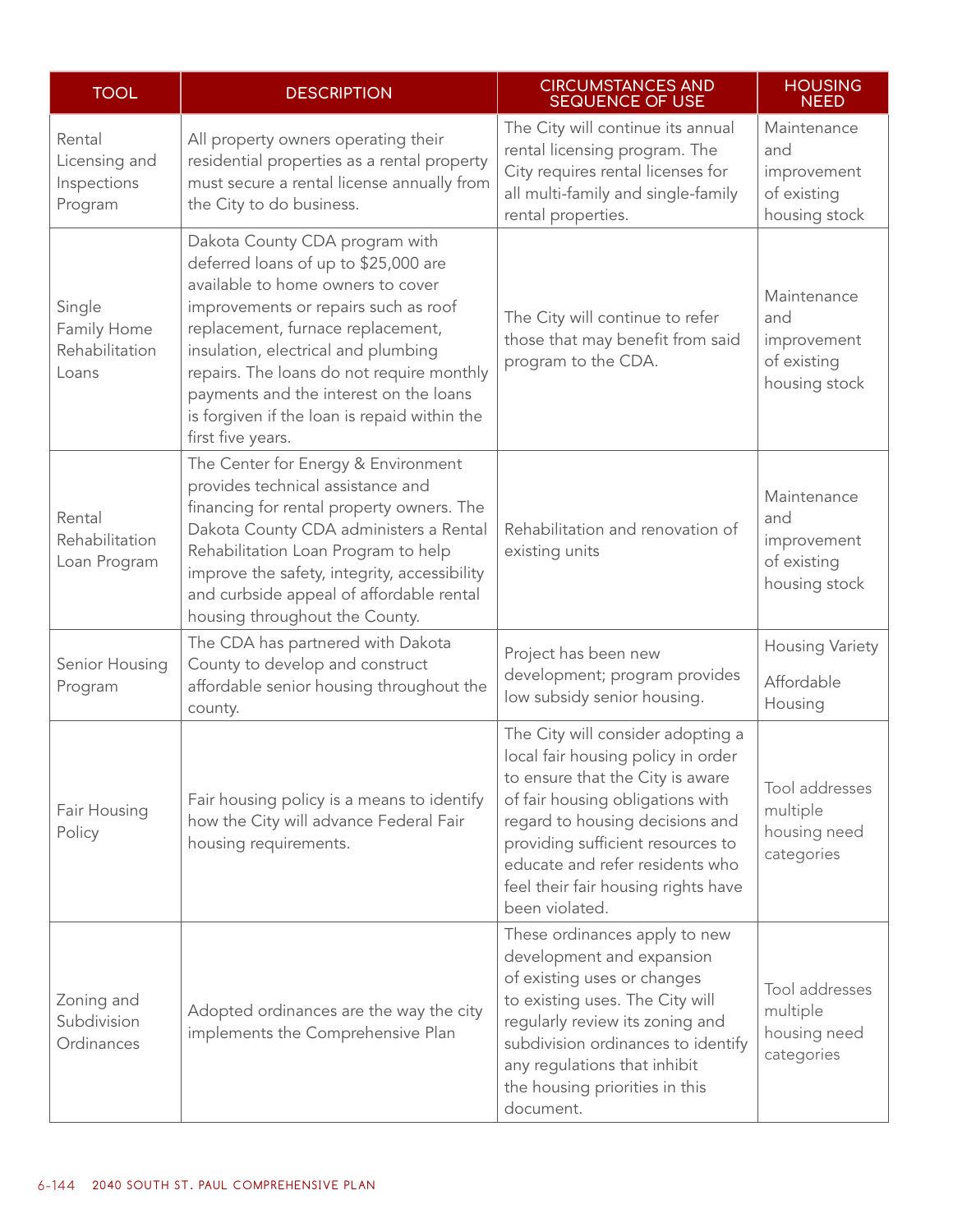| TOOL | DESCRIPTION | CIRCUMSTANCES AND SEQUENCE OF USE | HOUSING NEED |
|---|---|---|---|
| Rental Licensing and Inspections Program | All property owners operating their residential properties as a rental property must secure a rental license annually from the City to do business. | The City will continue its annual rental licensing program. The City requires rental licenses for all multi-family and single-family rental properties. | Maintenance and improvement of existing housing stock |
| Single Family Home Rehabilitation Loans | Dakota County CDA program with deferred loans of up to $25,000 are available to home owners to cover improvements or repairs such as roof replacement, furnace replacement, insulation, electrical and plumbing repairs. The loans do not require monthly payments and the interest on the loans is forgiven if the loan is repaid within the first five years. | The City will continue to refer those that may benefit from said program to the CDA. | Maintenance and improvement of existing housing stock |
| Rental Rehabilitation Loan Program | The Center for Energy & Environment provides technical assistance and financing for rental property owners. The Dakota County CDA administers a Rental Rehabilitation Loan Program to help improve the safety, integrity, accessibility and curbside appeal of affordable rental housing throughout the County. | Rehabilitation and renovation of existing units | Maintenance and improvement of existing housing stock |
| Senior Housing Program | The CDA has partnered with Dakota County to develop and construct affordable senior housing throughout the county. | Project has been new development; program provides low subsidy senior housing. | Housing Variety<br><br>Affordable Housing |
| Fair Housing Policy | Fair housing policy is a means to identify how the City will advance Federal Fair housing requirements. | The City will consider adopting a local fair housing policy in order to ensure that the City is aware of fair housing obligations with regard to housing decisions and providing sufficient resources to educate and refer residents who feel their fair housing rights have been violated. | Tool addresses multiple housing need categories |
| Zoning and Subdivision Ordinances | Adopted ordinances are the way the city implements the Comprehensive Plan | These ordinances apply to new development and expansion of existing uses or changes to existing uses. The City will regularly review its zoning and subdivision ordinances to identify any regulations that inhibit the housing priorities in this document. | Tool addresses multiple housing need categories |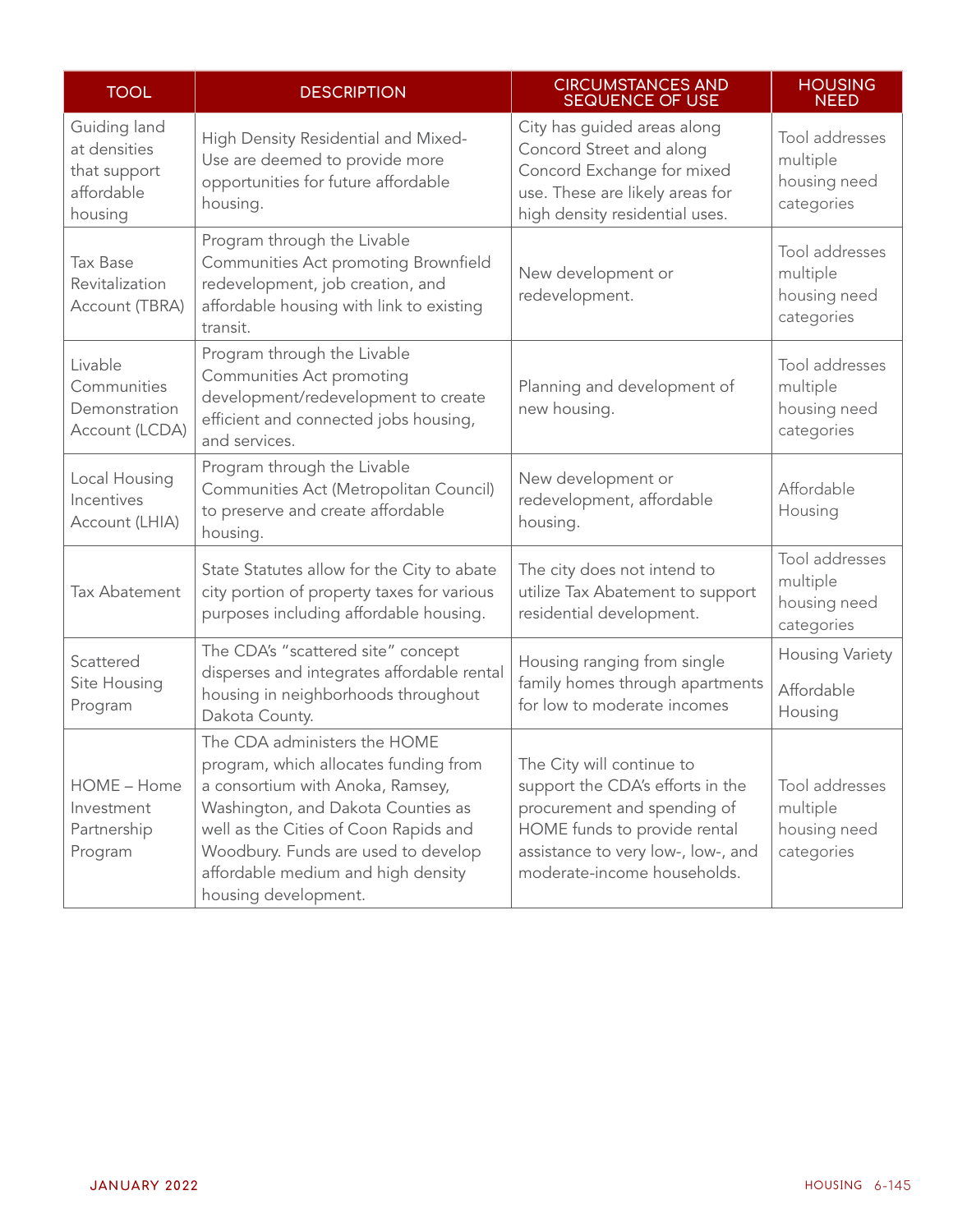| TOOL | DESCRIPTION | CIRCUMSTANCES AND SEQUENCE OF USE | HOUSING NEED |
|---|---|---|---|
| Guiding land at densities that support affordable housing | High Density Residential and Mixed-Use are deemed to provide more opportunities for future affordable housing. | City has guided areas along Concord Street and along Concord Exchange for mixed use. These are likely areas for high density residential uses. | Tool addresses multiple housing need categories |
| Tax Base Revitalization Account (TBRA) | Program through the Livable Communities Act promoting Brownfield redevelopment, job creation, and affordable housing with link to existing transit. | New development or redevelopment. | Tool addresses multiple housing need categories |
| Livable Communities Demonstration Account (LCDA) | Program through the Livable Communities Act promoting development/redevelopment to create efficient and connected jobs housing, and services. | Planning and development of new housing. | Tool addresses multiple housing need categories |
| Local Housing Incentives Account (LHIA) | Program through the Livable Communities Act (Metropolitan Council) to preserve and create affordable housing. | New development or redevelopment, affordable housing. | Affordable Housing |
| Tax Abatement | State Statutes allow for the City to abate city portion of property taxes for various purposes including affordable housing. | The city does not intend to utilize Tax Abatement to support residential development. | Tool addresses multiple housing need categories |
| Scattered Site Housing Program | The CDA's "scattered site" concept disperses and integrates affordable rental housing in neighborhoods throughout Dakota County. | Housing ranging from single family homes through apartments for low to moderate incomes | Housing Variety<br>Affordable Housing |
| HOME – Home Investment Partnership Program | The CDA administers the HOME program, which allocates funding from a consortium with Anoka, Ramsey, Washington, and Dakota Counties as well as the Cities of Coon Rapids and Woodbury. Funds are used to develop affordable medium and high density housing development. | The City will continue to support the CDA's efforts in the procurement and spending of HOME funds to provide rental assistance to very low-, low-, and moderate-income households. | Tool addresses multiple housing need categories |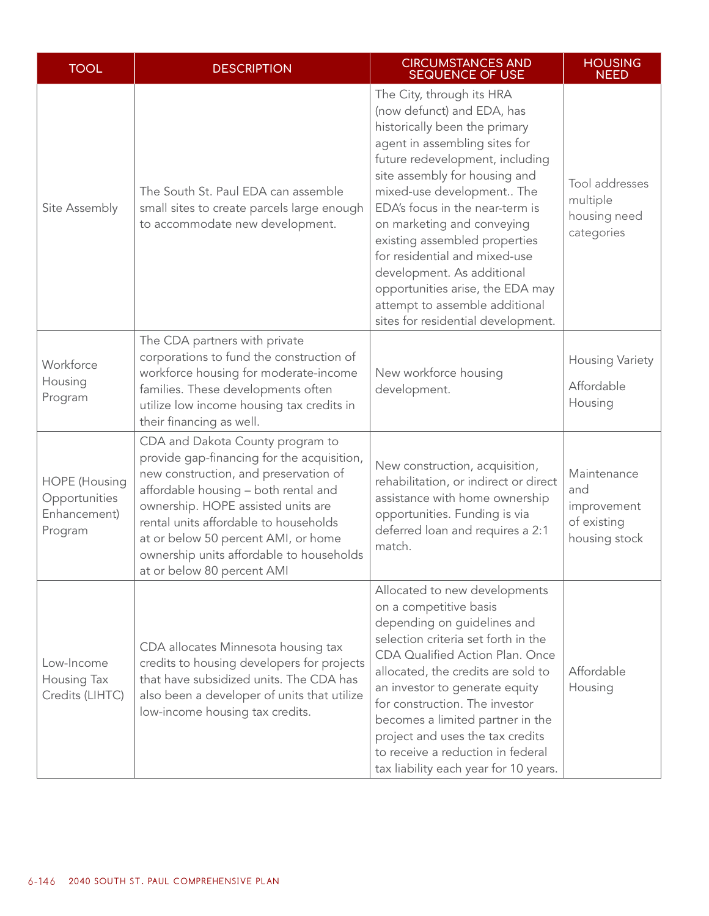| TOOL | DESCRIPTION | CIRCUMSTANCES AND SEQUENCE OF USE | HOUSING NEED |
|---|---|---|---|
| Site Assembly | The South St. Paul EDA can assemble small sites to create parcels large enough to accommodate new development. | The City, through its HRA (now defunct) and EDA, has historically been the primary agent in assembling sites for future redevelopment, including site assembly for housing and mixed-use development.. The EDA's focus in the near-term is on marketing and conveying existing assembled properties for residential and mixed-use development. As additional opportunities arise, the EDA may attempt to assemble additional sites for residential development. | Tool addresses multiple housing need categories |
| Workforce Housing Program | The CDA partners with private corporations to fund the construction of workforce housing for moderate-income families. These developments often utilize low income housing tax credits in their financing as well. | New workforce housing development. | Housing Variety<br><br>Affordable Housing |
| HOPE (Housing Opportunities Enhancement) Program | CDA and Dakota County program to provide gap-financing for the acquisition, new construction, and preservation of affordable housing – both rental and ownership. HOPE assisted units are rental units affordable to households at or below 50 percent AMI, or home ownership units affordable to households at or below 80 percent AMI | New construction, acquisition, rehabilitation, or indirect or direct assistance with home ownership opportunities. Funding is via deferred loan and requires a 2:1 match. | Maintenance and improvement of existing housing stock |
| Low-Income Housing Tax Credits (LIHTC) | CDA allocates Minnesota housing tax credits to housing developers for projects that have subsidized units. The CDA has also been a developer of units that utilize low-income housing tax credits. | Allocated to new developments on a competitive basis depending on guidelines and selection criteria set forth in the CDA Qualified Action Plan. Once allocated, the credits are sold to an investor to generate equity for construction. The investor becomes a limited partner in the project and uses the tax credits to receive a reduction in federal tax liability each year for 10 years. | Affordable Housing |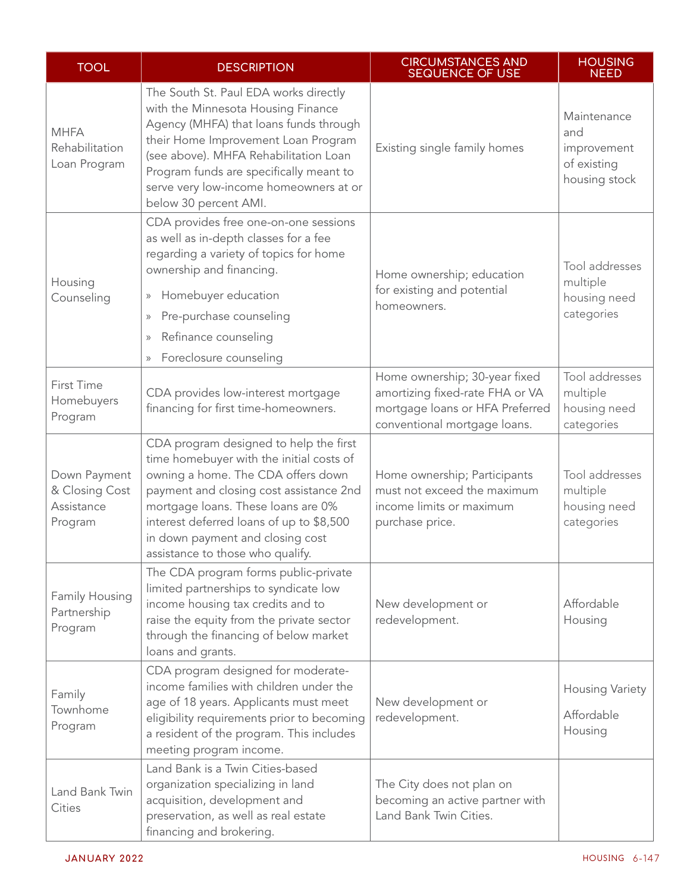| TOOL | DESCRIPTION | CIRCUMSTANCES AND SEQUENCE OF USE | HOUSING NEED |
|---|---|---|---|
| MHFA Rehabilitation Loan Program | The South St. Paul EDA works directly with the Minnesota Housing Finance Agency (MHFA) that loans funds through their Home Improvement Loan Program (see above). MHFA Rehabilitation Loan Program funds are specifically meant to serve very low-income homeowners at or below 30 percent AMI. | Existing single family homes | Maintenance and improvement of existing housing stock |
| Housing Counseling | CDA provides free one-on-one sessions as well as in-depth classes for a fee regarding a variety of topics for home ownership and financing.<br>» Homebuyer education<br>» Pre-purchase counseling<br>» Refinance counseling<br>» Foreclosure counseling | Home ownership; education for existing and potential homeowners. | Tool addresses multiple housing need categories |
| First Time Homebuyers Program | CDA provides low-interest mortgage financing for first time-homeowners. | Home ownership; 30-year fixed amortizing fixed-rate FHA or VA mortgage loans or HFA Preferred conventional mortgage loans. | Tool addresses multiple housing need categories |
| Down Payment & Closing Cost Assistance Program | CDA program designed to help the first time homebuyer with the initial costs of owning a home. The CDA offers down payment and closing cost assistance 2nd mortgage loans. These loans are 0% interest deferred loans of up to $8,500 in down payment and closing cost assistance to those who qualify. | Home ownership; Participants must not exceed the maximum income limits or maximum purchase price. | Tool addresses multiple housing need categories |
| Family Housing Partnership Program | The CDA program forms public-private limited partnerships to syndicate low income housing tax credits and to raise the equity from the private sector through the financing of below market loans and grants. | New development or redevelopment. | Affordable Housing |
| Family Townhome Program | CDA program designed for moderate-income families with children under the age of 18 years. Applicants must meet eligibility requirements prior to becoming a resident of the program. This includes meeting program income. | New development or redevelopment. | Housing Variety<br>Affordable Housing |
| Land Bank Twin Cities | Land Bank is a Twin Cities-based organization specializing in land acquisition, development and preservation, as well as real estate financing and brokering. | The City does not plan on becoming an active partner with Land Bank Twin Cities. | |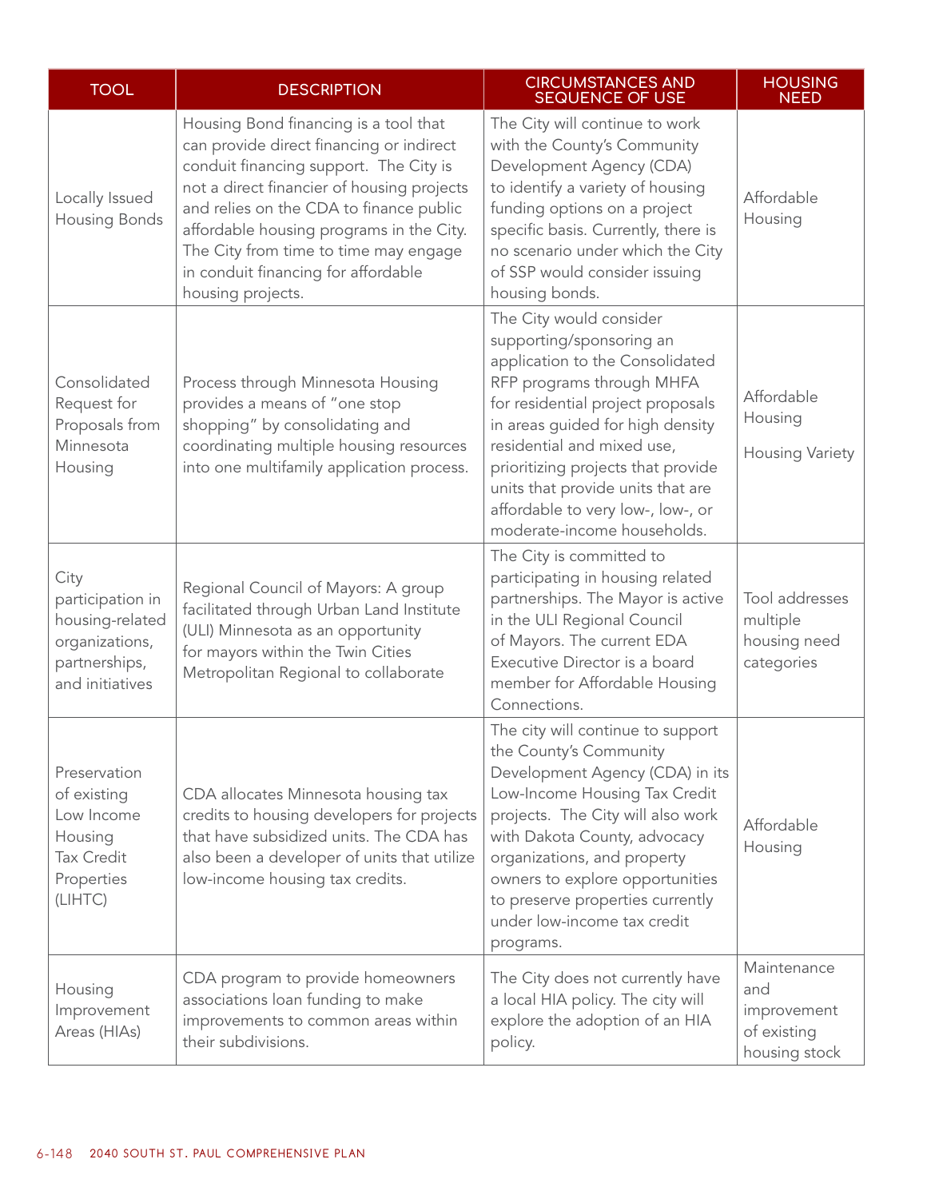| TOOL | DESCRIPTION | CIRCUMSTANCES AND SEQUENCE OF USE | HOUSING NEED |
|---|---|---|---|
| Locally Issued Housing Bonds | Housing Bond financing is a tool that can provide direct financing or indirect conduit financing support. The City is not a direct financier of housing projects and relies on the CDA to finance public affordable housing programs in the City. The City from time to time may engage in conduit financing for affordable housing projects. | The City will continue to work with the County's Community Development Agency (CDA) to identify a variety of housing funding options on a project specific basis. Currently, there is no scenario under which the City of SSP would consider issuing housing bonds. | Affordable Housing |
| Consolidated Request for Proposals from Minnesota Housing | Process through Minnesota Housing provides a means of "one stop shopping" by consolidating and coordinating multiple housing resources into one multifamily application process. | The City would consider supporting/sponsoring an application to the Consolidated RFP programs through MHFA for residential project proposals in areas guided for high density residential and mixed use, prioritizing projects that provide units that provide units that are affordable to very low-, low-, or moderate-income households. | Affordable Housing<br><br>Housing Variety |
| City participation in housing-related organizations, partnerships, and initiatives | Regional Council of Mayors: A group facilitated through Urban Land Institute (ULI) Minnesota as an opportunity for mayors within the Twin Cities Metropolitan Regional to collaborate | The City is committed to participating in housing related partnerships. The Mayor is active in the ULI Regional Council of Mayors. The current EDA Executive Director is a board member for Affordable Housing Connections. | Tool addresses multiple housing need categories |
| Preservation of existing Low Income Housing Tax Credit Properties (LIHTC) | CDA allocates Minnesota housing tax credits to housing developers for projects that have subsidized units. The CDA has also been a developer of units that utilize low-income housing tax credits. | The city will continue to support the County's Community Development Agency (CDA) in its Low-Income Housing Tax Credit projects. The City will also work with Dakota County, advocacy organizations, and property owners to explore opportunities to preserve properties currently under low-income tax credit programs. | Affordable Housing |
| Housing Improvement Areas (HIAs) | CDA program to provide homeowners associations loan funding to make improvements to common areas within their subdivisions. | The City does not currently have a local HIA policy. The city will explore the adoption of an HIA policy. | Maintenance and improvement of existing housing stock |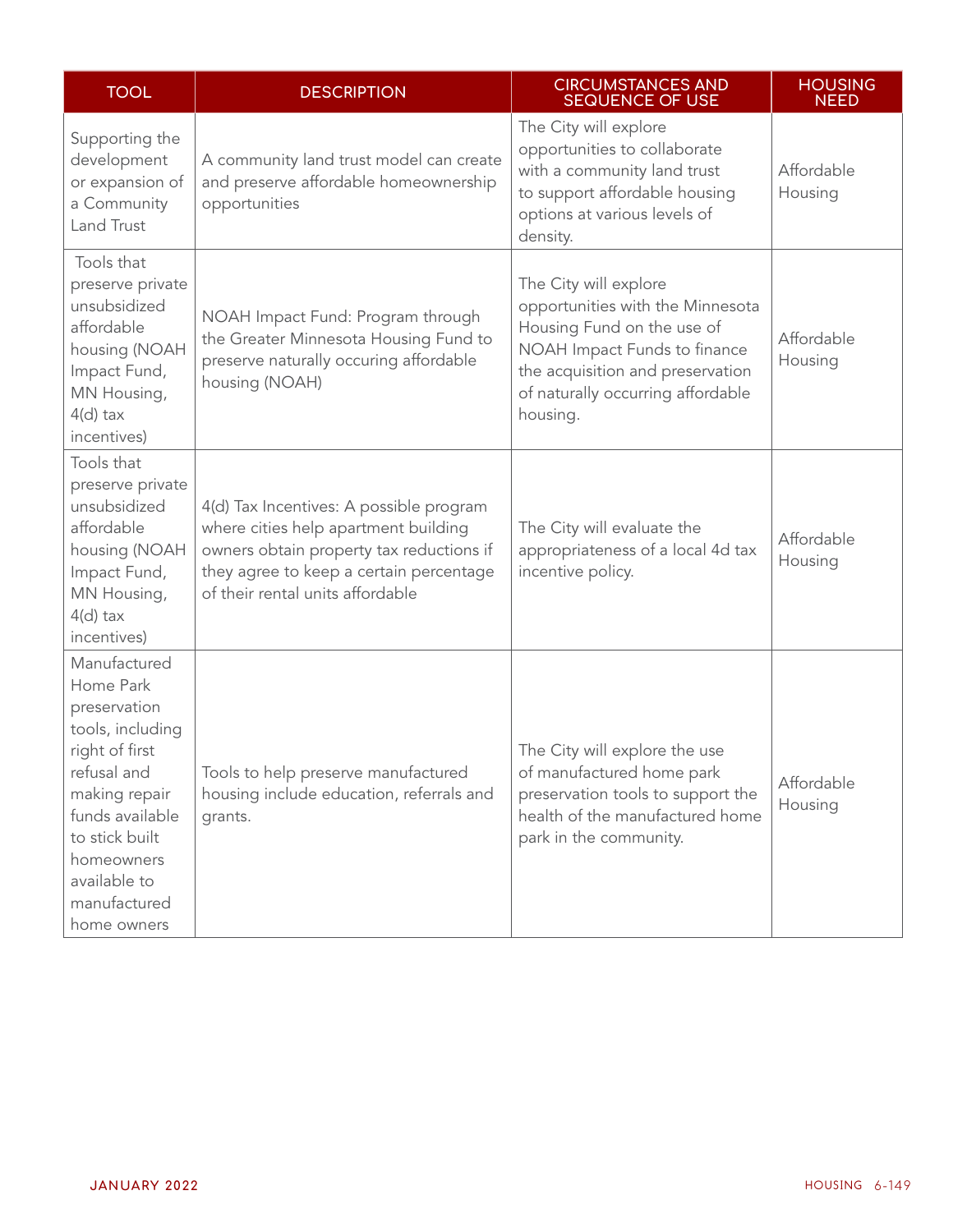| TOOL | DESCRIPTION | CIRCUMSTANCES AND SEQUENCE OF USE | HOUSING NEED |
|---|---|---|---|
| Supporting the development or expansion of a Community Land Trust | A community land trust model can create and preserve affordable homeownership opportunities | The City will explore opportunities to collaborate with a community land trust to support affordable housing options at various levels of density. | Affordable Housing |
| Tools that preserve private unsubsidized affordable housing (NOAH Impact Fund, MN Housing, 4(d) tax incentives) | NOAH Impact Fund: Program through the Greater Minnesota Housing Fund to preserve naturally occuring affordable housing (NOAH) | The City will explore opportunities with the Minnesota Housing Fund on the use of NOAH Impact Funds to finance the acquisition and preservation of naturally occurring affordable housing. | Affordable Housing |
| Tools that preserve private unsubsidized affordable housing (NOAH Impact Fund, MN Housing, 4(d) tax incentives) | 4(d) Tax Incentives: A possible program where cities help apartment building owners obtain property tax reductions if they agree to keep a certain percentage of their rental units affordable | The City will evaluate the appropriateness of a local 4d tax incentive policy. | Affordable Housing |
| Manufactured Home Park preservation tools, including right of first refusal and making repair funds available to stick built homeowners available to manufactured home owners | Tools to help preserve manufactured housing include education, referrals and grants. | The City will explore the use of manufactured home park preservation tools to support the health of the manufactured home park in the community. | Affordable Housing |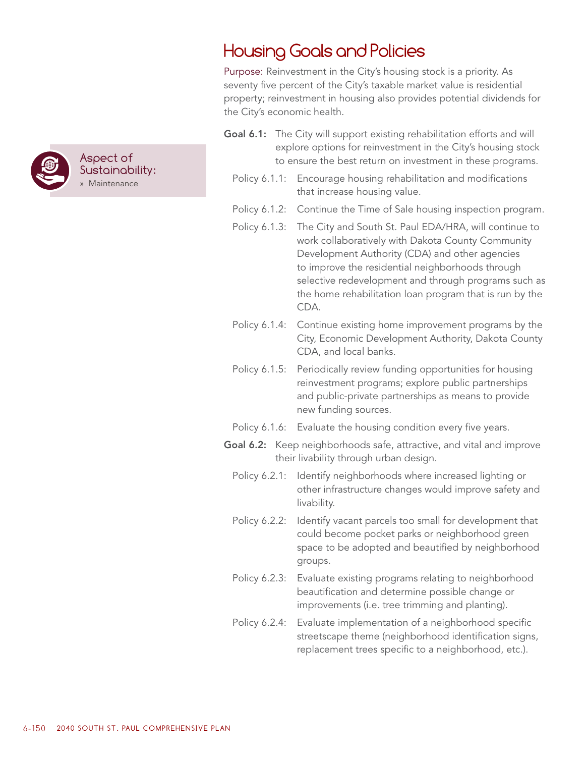# Housing Goals and Policies

Purpose: Reinvestment in the City's housing stock is a priority. As seventy five percent of the City's taxable market value is residential property; reinvestment in housing also provides potential dividends for the City's economic health.

Aspect of Sustainability:
» Maintenance

**Goal 6.1:** The City will support existing rehabilitation efforts and will explore options for reinvestment in the City's housing stock to ensure the best return on investment in these programs.

Policy 6.1.1: Encourage housing rehabilitation and modifications that increase housing value.

Policy 6.1.2: Continue the Time of Sale housing inspection program.

Policy 6.1.3: The City and South St. Paul EDA/HRA, will continue to work collaboratively with Dakota County Community Development Authority (CDA) and other agencies to improve the residential neighborhoods through selective redevelopment and through programs such as the home rehabilitation loan program that is run by the CDA.

Policy 6.1.4: Continue existing home improvement programs by the City, Economic Development Authority, Dakota County CDA, and local banks.

Policy 6.1.5: Periodically review funding opportunities for housing reinvestment programs; explore public partnerships and public-private partnerships as means to provide new funding sources.

Policy 6.1.6: Evaluate the housing condition every five years.

**Goal 6.2:** Keep neighborhoods safe, attractive, and vital and improve their livability through urban design.

Policy 6.2.1: Identify neighborhoods where increased lighting or other infrastructure changes would improve safety and livability.

Policy 6.2.2: Identify vacant parcels too small for development that could become pocket parks or neighborhood green space to be adopted and beautified by neighborhood groups.

Policy 6.2.3: Evaluate existing programs relating to neighborhood beautification and determine possible change or improvements (i.e. tree trimming and planting).

Policy 6.2.4: Evaluate implementation of a neighborhood specific streetscape theme (neighborhood identification signs, replacement trees specific to a neighborhood, etc.).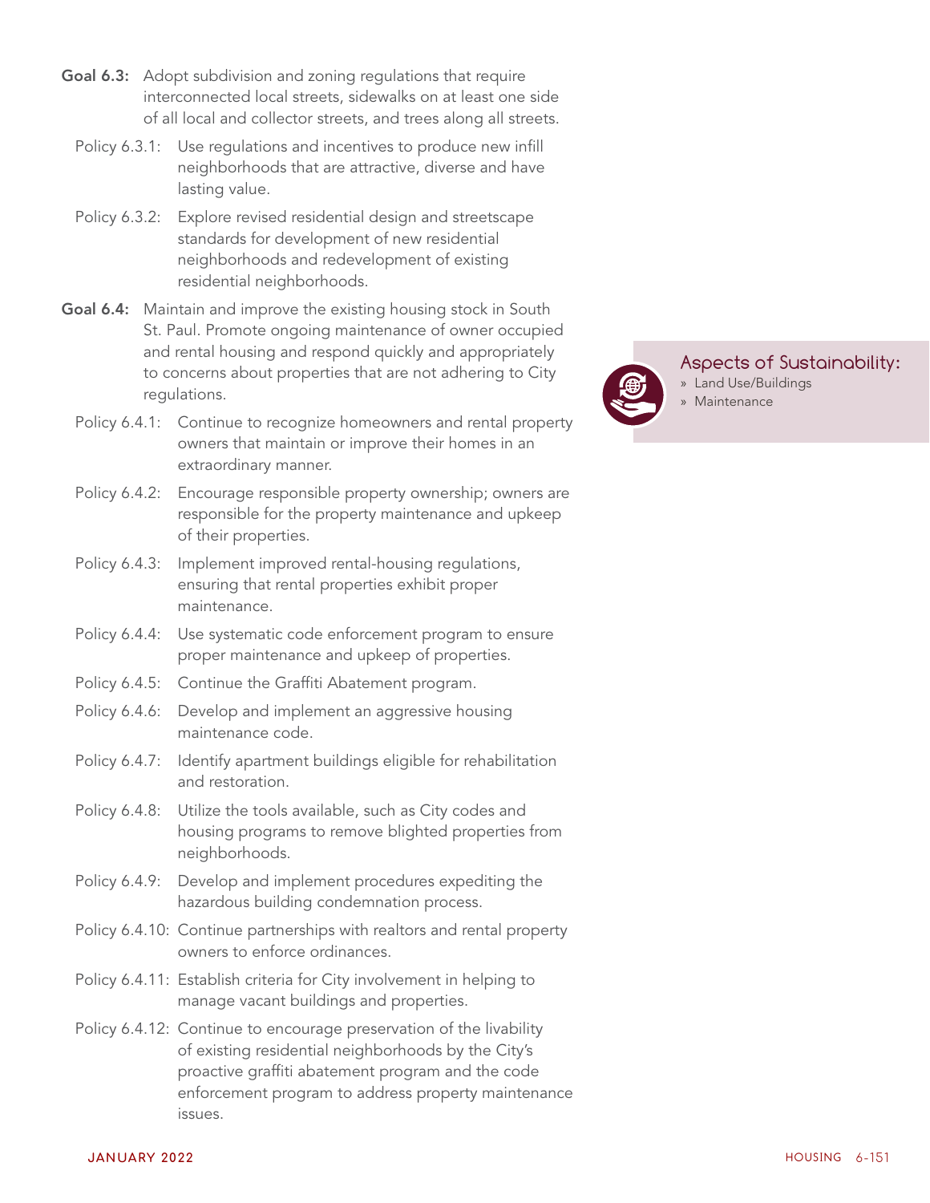**Goal 6.3:** Adopt subdivision and zoning regulations that require interconnected local streets, sidewalks on at least one side of all local and collector streets, and trees along all streets.

Policy 6.3.1: Use regulations and incentives to produce new infill neighborhoods that are attractive, diverse and have lasting value.

Policy 6.3.2: Explore revised residential design and streetscape standards for development of new residential neighborhoods and redevelopment of existing residential neighborhoods.

**Goal 6.4:** Maintain and improve the existing housing stock in South St. Paul. Promote ongoing maintenance of owner occupied and rental housing and respond quickly and appropriately to concerns about properties that are not adhering to City regulations.

Policy 6.4.1: Continue to recognize homeowners and rental property owners that maintain or improve their homes in an extraordinary manner.

Policy 6.4.2: Encourage responsible property ownership; owners are responsible for the property maintenance and upkeep of their properties.

Policy 6.4.3: Implement improved rental-housing regulations, ensuring that rental properties exhibit proper maintenance.

Policy 6.4.4: Use systematic code enforcement program to ensure proper maintenance and upkeep of properties.

Policy 6.4.5: Continue the Graffiti Abatement program.

Policy 6.4.6: Develop and implement an aggressive housing maintenance code.

Policy 6.4.7: Identify apartment buildings eligible for rehabilitation and restoration.

Policy 6.4.8: Utilize the tools available, such as City codes and housing programs to remove blighted properties from neighborhoods.

Policy 6.4.9: Develop and implement procedures expediting the hazardous building condemnation process.

Policy 6.4.10: Continue partnerships with realtors and rental property owners to enforce ordinances.

Policy 6.4.11: Establish criteria for City involvement in helping to manage vacant buildings and properties.

Policy 6.4.12: Continue to encourage preservation of the livability of existing residential neighborhoods by the City's proactive graffiti abatement program and the code enforcement program to address property maintenance issues.

**Aspects of Sustainability:**

- Land Use/Buildings
- Maintenance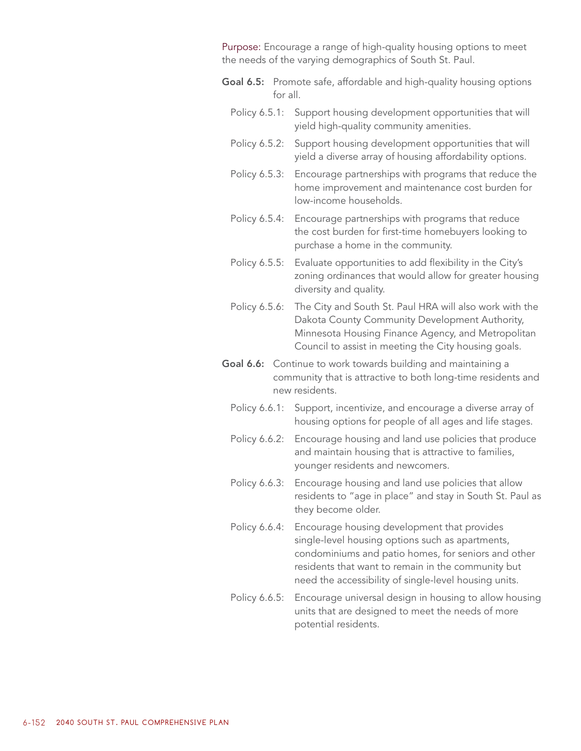Purpose: Encourage a range of high-quality housing options to meet the needs of the varying demographics of South St. Paul.

**Goal 6.5:** Promote safe, affordable and high-quality housing options for all.

- Policy 6.5.1: Support housing development opportunities that will yield high-quality community amenities.
- Policy 6.5.2: Support housing development opportunities that will yield a diverse array of housing affordability options.
- Policy 6.5.3: Encourage partnerships with programs that reduce the home improvement and maintenance cost burden for low-income households.
- Policy 6.5.4: Encourage partnerships with programs that reduce the cost burden for first-time homebuyers looking to purchase a home in the community.
- Policy 6.5.5: Evaluate opportunities to add flexibility in the City's zoning ordinances that would allow for greater housing diversity and quality.
- Policy 6.5.6: The City and South St. Paul HRA will also work with the Dakota County Community Development Authority, Minnesota Housing Finance Agency, and Metropolitan Council to assist in meeting the City housing goals.

**Goal 6.6:** Continue to work towards building and maintaining a community that is attractive to both long-time residents and new residents.

- Policy 6.6.1: Support, incentivize, and encourage a diverse array of housing options for people of all ages and life stages.
- Policy 6.6.2: Encourage housing and land use policies that produce and maintain housing that is attractive to families, younger residents and newcomers.
- Policy 6.6.3: Encourage housing and land use policies that allow residents to "age in place" and stay in South St. Paul as they become older.
- Policy 6.6.4: Encourage housing development that provides single-level housing options such as apartments, condominiums and patio homes, for seniors and other residents that want to remain in the community but need the accessibility of single-level housing units.
- Policy 6.6.5: Encourage universal design in housing to allow housing units that are designed to meet the needs of more potential residents.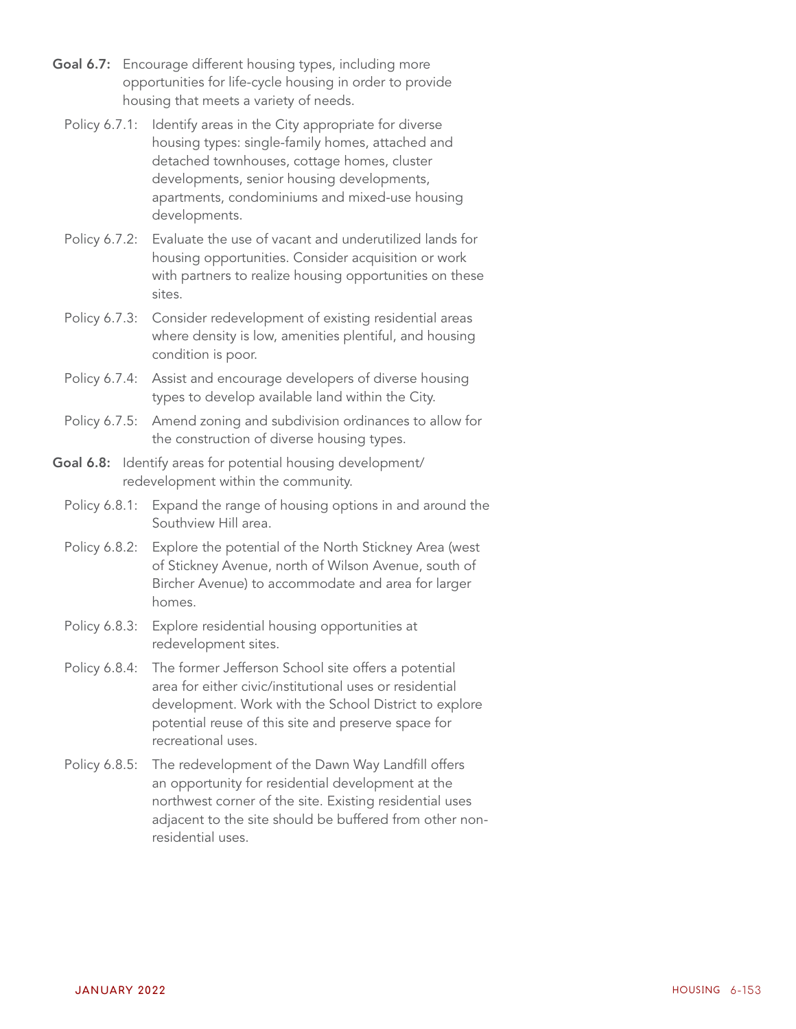**Goal 6.7:** Encourage different housing types, including more opportunities for life-cycle housing in order to provide housing that meets a variety of needs.

- Policy 6.7.1: Identify areas in the City appropriate for diverse housing types: single-family homes, attached and detached townhouses, cottage homes, cluster developments, senior housing developments, apartments, condominiums and mixed-use housing developments.
- Policy 6.7.2: Evaluate the use of vacant and underutilized lands for housing opportunities. Consider acquisition or work with partners to realize housing opportunities on these sites.
- Policy 6.7.3: Consider redevelopment of existing residential areas where density is low, amenities plentiful, and housing condition is poor.
- Policy 6.7.4: Assist and encourage developers of diverse housing types to develop available land within the City.
- Policy 6.7.5: Amend zoning and subdivision ordinances to allow for the construction of diverse housing types.

**Goal 6.8:** Identify areas for potential housing development/ redevelopment within the community.

- Policy 6.8.1: Expand the range of housing options in and around the Southview Hill area.
- Policy 6.8.2: Explore the potential of the North Stickney Area (west of Stickney Avenue, north of Wilson Avenue, south of Bircher Avenue) to accommodate and area for larger homes.
- Policy 6.8.3: Explore residential housing opportunities at redevelopment sites.
- Policy 6.8.4: The former Jefferson School site offers a potential area for either civic/institutional uses or residential development. Work with the School District to explore potential reuse of this site and preserve space for recreational uses.
- Policy 6.8.5: The redevelopment of the Dawn Way Landfill offers an opportunity for residential development at the northwest corner of the site. Existing residential uses adjacent to the site should be buffered from other non-residential uses.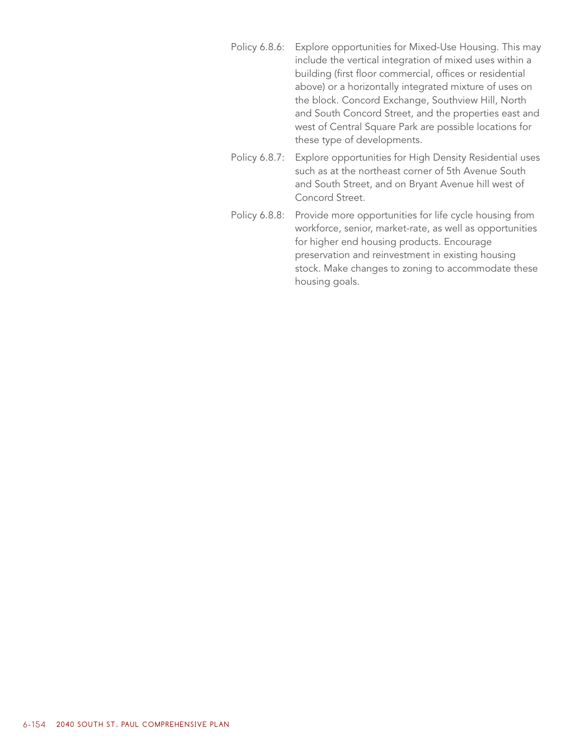Policy 6.8.6: Explore opportunities for Mixed-Use Housing. This may include the vertical integration of mixed uses within a building (first floor commercial, offices or residential above) or a horizontally integrated mixture of uses on the block. Concord Exchange, Southview Hill, North and South Concord Street, and the properties east and west of Central Square Park are possible locations for these type of developments.

Policy 6.8.7: Explore opportunities for High Density Residential uses such as at the northeast corner of 5th Avenue South and South Street, and on Bryant Avenue hill west of Concord Street.

Policy 6.8.8: Provide more opportunities for life cycle housing from workforce, senior, market-rate, as well as opportunities for higher end housing products. Encourage preservation and reinvestment in existing housing stock. Make changes to zoning to accommodate these housing goals.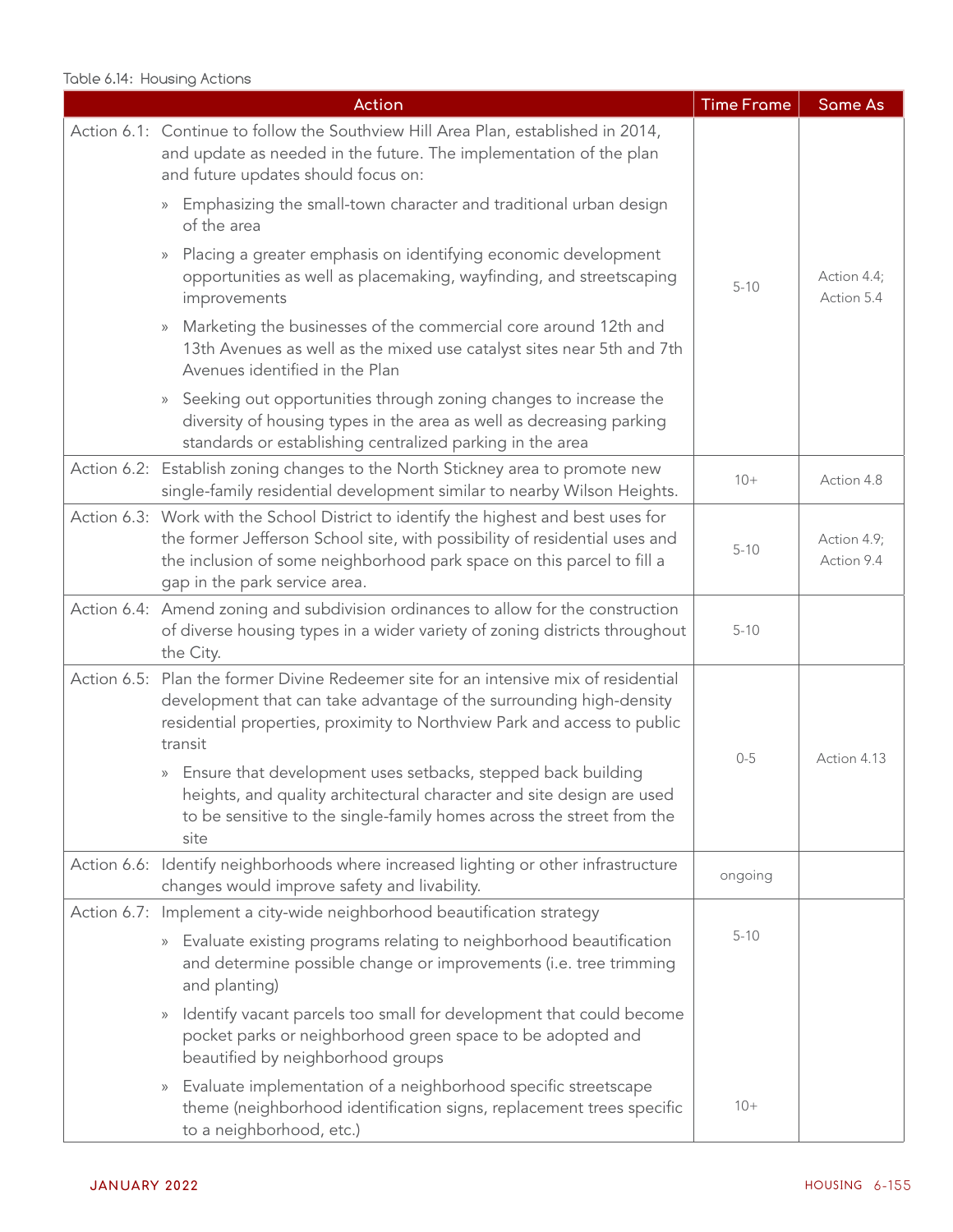Table 6.14: Housing Actions

| Action | Time Frame | Same As |
|---|---|---|
| Action 6.1: Continue to follow the Southview Hill Area Plan, established in 2014, and update as needed in the future. The implementation of the plan and future updates should focus on:<br>» Emphasizing the small-town character and traditional urban design of the area<br>» Placing a greater emphasis on identifying economic development opportunities as well as placemaking, wayfinding, and streetscaping improvements<br>» Marketing the businesses of the commercial core around 12th and 13th Avenues as well as the mixed use catalyst sites near 5th and 7th Avenues identified in the Plan<br>» Seeking out opportunities through zoning changes to increase the diversity of housing types in the area as well as decreasing parking standards or establishing centralized parking in the area | 5-10 | Action 4.4; Action 5.4 |
| Action 6.2: Establish zoning changes to the North Stickney area to promote new single-family residential development similar to nearby Wilson Heights. | 10+ | Action 4.8 |
| Action 6.3: Work with the School District to identify the highest and best uses for the former Jefferson School site, with possibility of residential uses and the inclusion of some neighborhood park space on this parcel to fill a gap in the park service area. | 5-10 | Action 4.9; Action 9.4 |
| Action 6.4: Amend zoning and subdivision ordinances to allow for the construction of diverse housing types in a wider variety of zoning districts throughout the City. | 5-10 | |
| Action 6.5: Plan the former Divine Redeemer site for an intensive mix of residential development that can take advantage of the surrounding high-density residential properties, proximity to Northview Park and access to public transit<br>» Ensure that development uses setbacks, stepped back building heights, and quality architectural character and site design are used to be sensitive to the single-family homes across the street from the site | 0-5 | Action 4.13 |
| Action 6.6: Identify neighborhoods where increased lighting or other infrastructure changes would improve safety and livability. | ongoing | |
| Action 6.7: Implement a city-wide neighborhood beautification strategy<br>» Evaluate existing programs relating to neighborhood beautification and determine possible change or improvements (i.e. tree trimming and planting)<br>» Identify vacant parcels too small for development that could become pocket parks or neighborhood green space to be adopted and beautified by neighborhood groups | 5-10 | |
| » Evaluate implementation of a neighborhood specific streetscape theme (neighborhood identification signs, replacement trees specific to a neighborhood, etc.) | 10+ | |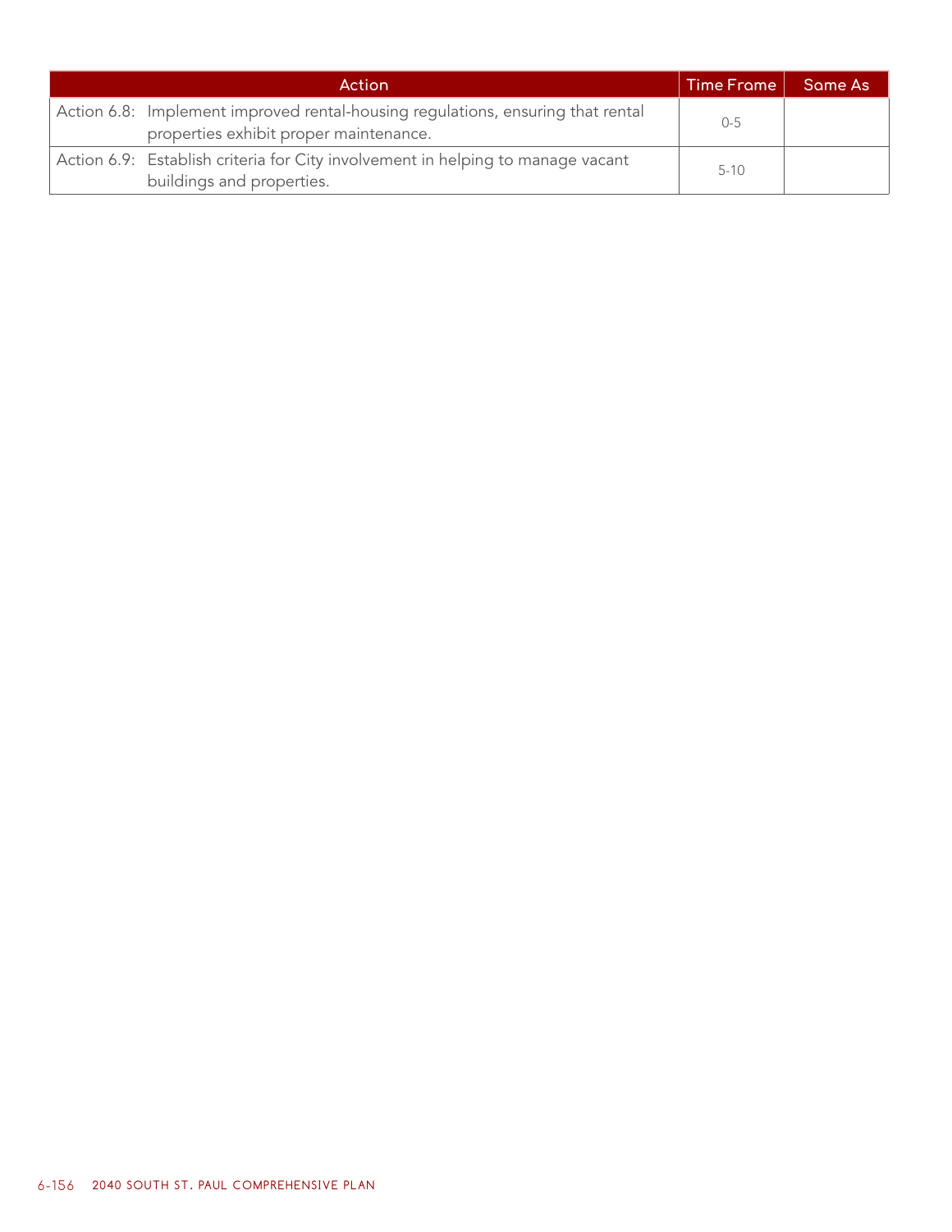| Action | Time Frame | Same As |
| --- | --- | --- |
| Action 6.8: Implement improved rental-housing regulations, ensuring that rental properties exhibit proper maintenance. | 0-5 | |
| Action 6.9: Establish criteria for City involvement in helping to manage vacant buildings and properties. | 5-10 | |